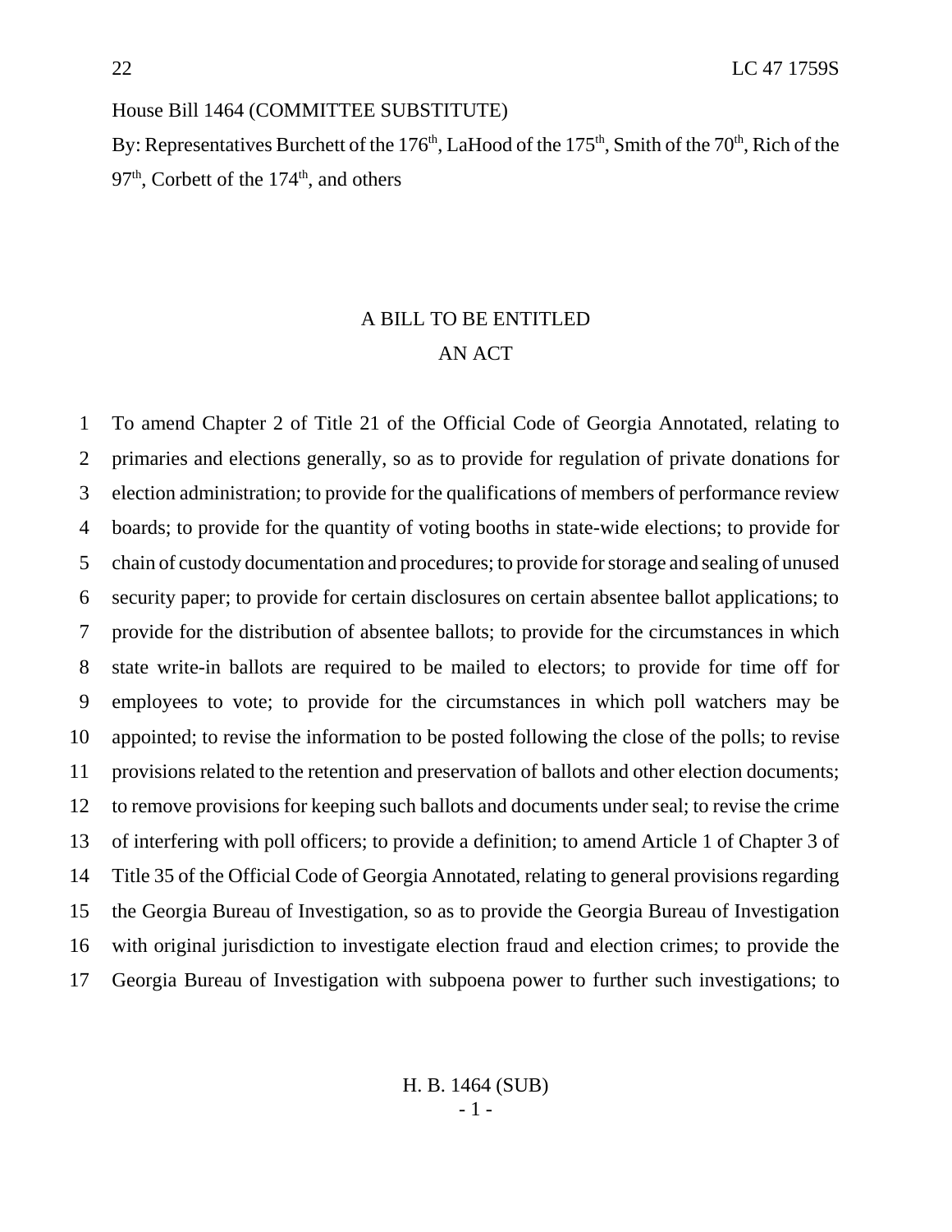House Bill 1464 (COMMITTEE SUBSTITUTE)

By: Representatives Burchett of the 176th, LaHood of the 175th, Smith of the 70th, Rich of the 97th, Corbett of the 174th, and others

# A BILL TO BE ENTITLED
# AN ACT

1 To amend Chapter 2 of Title 21 of the Official Code of Georgia Annotated, relating to
2 primaries and elections generally, so as to provide for regulation of private donations for
3 election administration; to provide for the qualifications of members of performance review
4 boards; to provide for the quantity of voting booths in state-wide elections; to provide for
5 chain of custody documentation and procedures; to provide for storage and sealing of unused
6 security paper; to provide for certain disclosures on certain absentee ballot applications; to
7 provide for the distribution of absentee ballots; to provide for the circumstances in which
8 state write-in ballots are required to be mailed to electors; to provide for time off for
9 employees to vote; to provide for the circumstances in which poll watchers may be
10 appointed; to revise the information to be posted following the close of the polls; to revise
11 provisions related to the retention and preservation of ballots and other election documents;
12 to remove provisions for keeping such ballots and documents under seal; to revise the crime
13 of interfering with poll officers; to provide a definition; to amend Article 1 of Chapter 3 of
14 Title 35 of the Official Code of Georgia Annotated, relating to general provisions regarding
15 the Georgia Bureau of Investigation, so as to provide the Georgia Bureau of Investigation
16 with original jurisdiction to investigate election fraud and election crimes; to provide the
17 Georgia Bureau of Investigation with subpoena power to further such investigations; to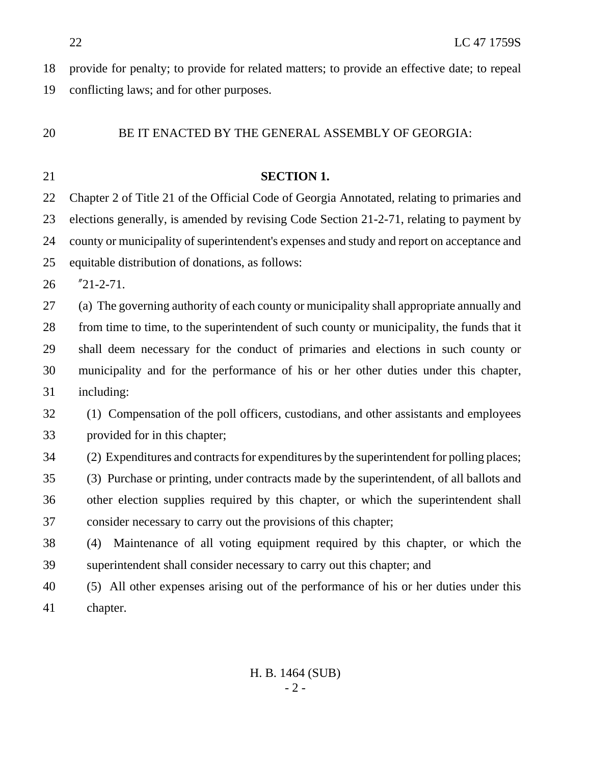provide for penalty; to provide for related matters; to provide an effective date; to repeal conflicting laws; and for other purposes.

BE IT ENACTED BY THE GENERAL ASSEMBLY OF GEORGIA:

**SECTION 1.**

Chapter 2 of Title 21 of the Official Code of Georgia Annotated, relating to primaries and elections generally, is amended by revising Code Section 21-2-71, relating to payment by county or municipality of superintendent's expenses and study and report on acceptance and equitable distribution of donations, as follows:

"21-2-71.

(a) The governing authority of each county or municipality shall appropriate annually and from time to time, to the superintendent of such county or municipality, the funds that it shall deem necessary for the conduct of primaries and elections in such county or municipality and for the performance of his or her other duties under this chapter, including:

(1) Compensation of the poll officers, custodians, and other assistants and employees provided for in this chapter;

(2) Expenditures and contracts for expenditures by the superintendent for polling places;

(3) Purchase or printing, under contracts made by the superintendent, of all ballots and other election supplies required by this chapter, or which the superintendent shall consider necessary to carry out the provisions of this chapter;

(4) Maintenance of all voting equipment required by this chapter, or which the superintendent shall consider necessary to carry out this chapter; and

(5) All other expenses arising out of the performance of his or her duties under this chapter.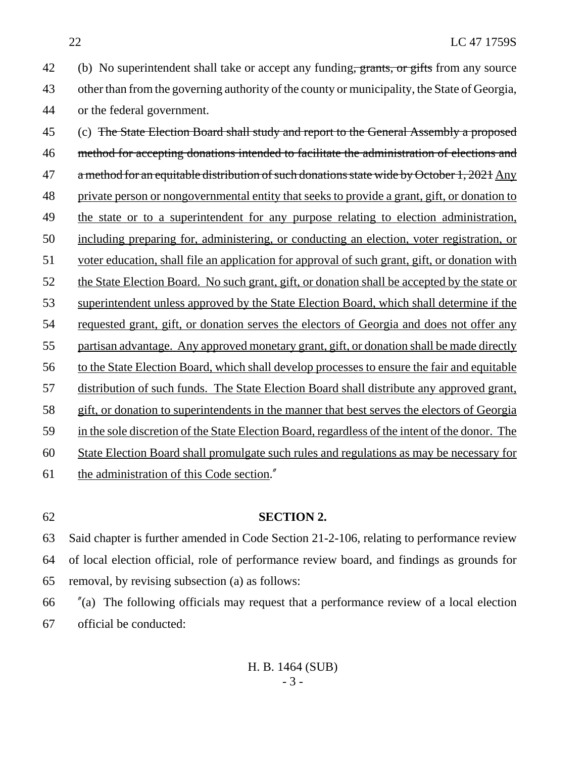(b) No superintendent shall take or accept any funding~~, grants, or gifts~~ from any source other than from the governing authority of the county or municipality, the State of Georgia, or the federal government.

(c) ~~The State Election Board shall study and report to the General Assembly a proposed method for accepting donations intended to facilitate the administration of elections and a method for an equitable distribution of such donations state wide by October 1, 2021~~ <u>Any private person or nongovernmental entity that seeks to provide a grant, gift, or donation to the state or to a superintendent for any purpose relating to election administration, including preparing for, administering, or conducting an election, voter registration, or voter education, shall file an application for approval of such grant, gift, or donation with the State Election Board. No such grant, gift, or donation shall be accepted by the state or superintendent unless approved by the State Election Board, which shall determine if the requested grant, gift, or donation serves the electors of Georgia and does not offer any partisan advantage. Any approved monetary grant, gift, or donation shall be made directly to the State Election Board, which shall develop processes to ensure the fair and equitable distribution of such funds. The State Election Board shall distribute any approved grant, gift, or donation to superintendents in the manner that best serves the electors of Georgia in the sole discretion of the State Election Board, regardless of the intent of the donor. The State Election Board shall promulgate such rules and regulations as may be necessary for the administration of this Code section</u>."

**SECTION 2.**

Said chapter is further amended in Code Section 21-2-106, relating to performance review of local election official, role of performance review board, and findings as grounds for removal, by revising subsection (a) as follows:

"(a) The following officials may request that a performance review of a local election official be conducted: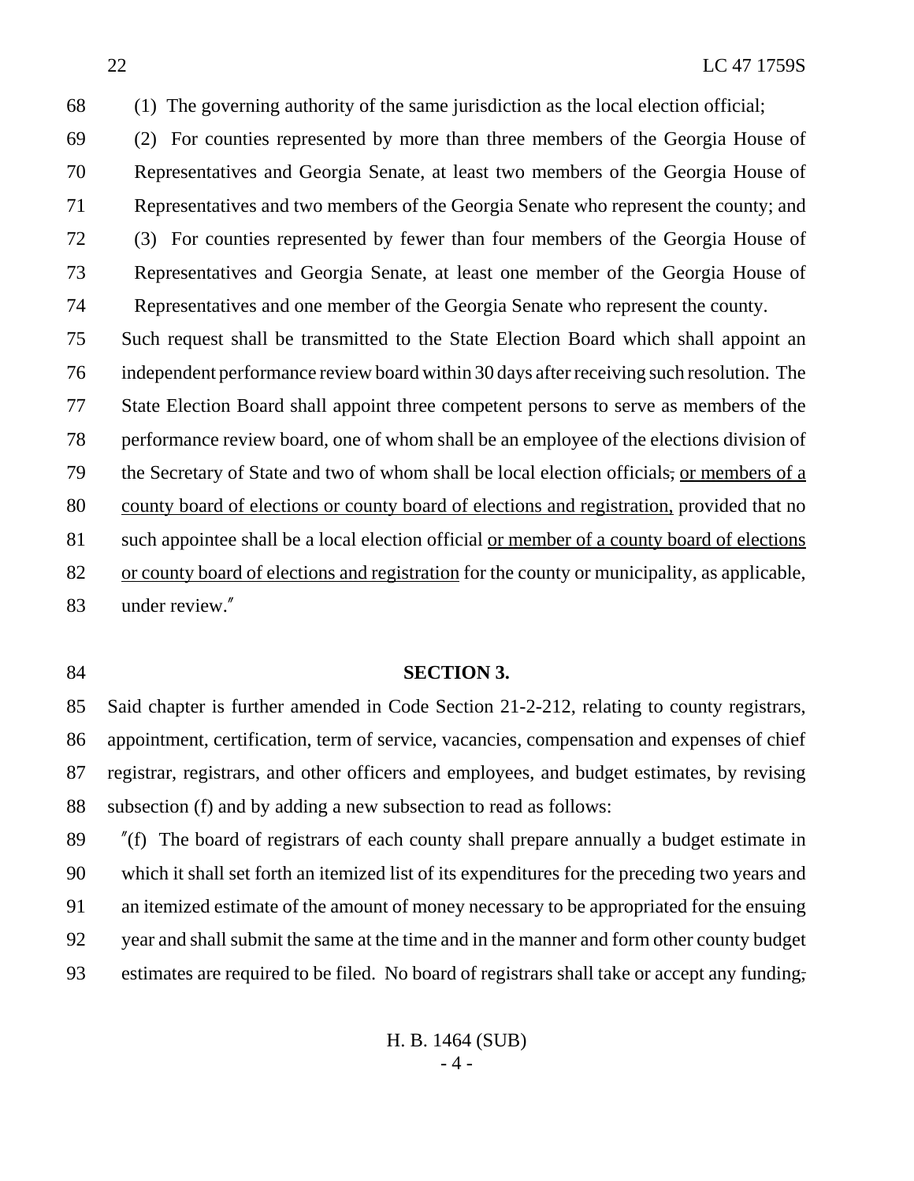(1) The governing authority of the same jurisdiction as the local election official;

(2) For counties represented by more than three members of the Georgia House of Representatives and Georgia Senate, at least two members of the Georgia House of Representatives and two members of the Georgia Senate who represent the county; and

(3) For counties represented by fewer than four members of the Georgia House of Representatives and Georgia Senate, at least one member of the Georgia House of Representatives and one member of the Georgia Senate who represent the county.

Such request shall be transmitted to the State Election Board which shall appoint an independent performance review board within 30 days after receiving such resolution. The State Election Board shall appoint three competent persons to serve as members of the performance review board, one of whom shall be an employee of the elections division of the Secretary of State and two of whom shall be local election officials, or members of a county board of elections or county board of elections and registration, provided that no such appointee shall be a local election official or member of a county board of elections or county board of elections and registration for the county or municipality, as applicable, under review."

**SECTION 3.**

Said chapter is further amended in Code Section 21-2-212, relating to county registrars, appointment, certification, term of service, vacancies, compensation and expenses of chief registrar, registrars, and other officers and employees, and budget estimates, by revising subsection (f) and by adding a new subsection to read as follows:

"(f) The board of registrars of each county shall prepare annually a budget estimate in which it shall set forth an itemized list of its expenditures for the preceding two years and an itemized estimate of the amount of money necessary to be appropriated for the ensuing year and shall submit the same at the time and in the manner and form other county budget estimates are required to be filed. No board of registrars shall take or accept any funding,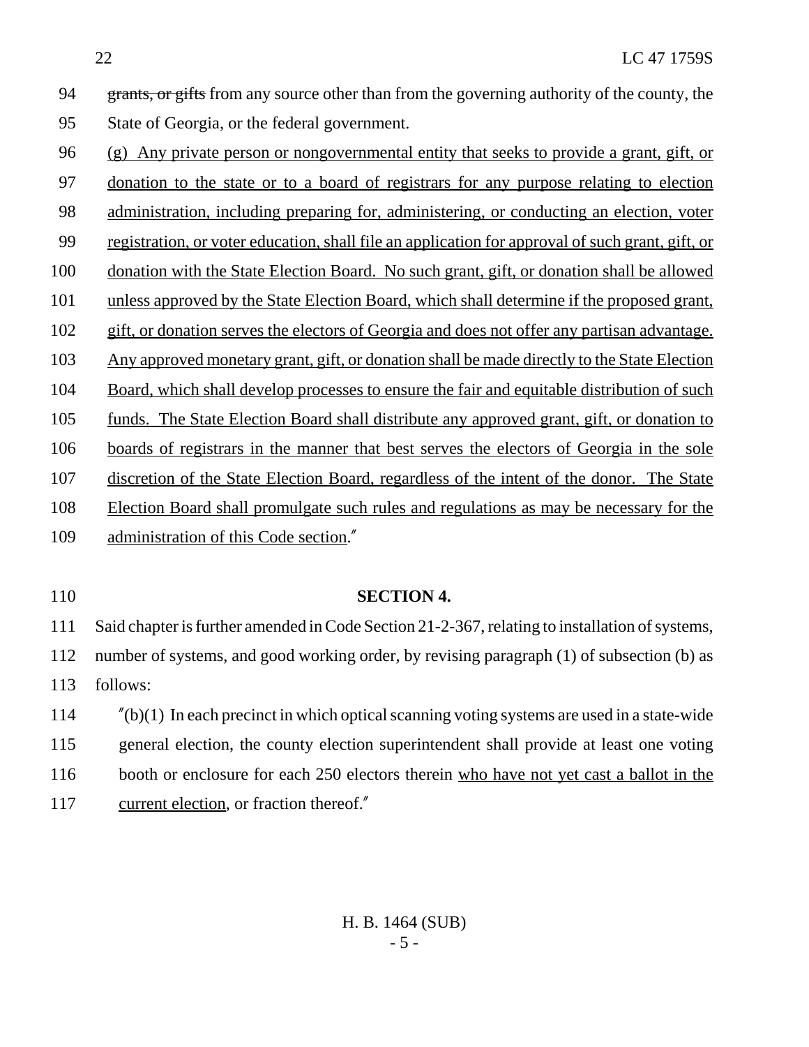~~grants, or gifts~~ from any source other than from the governing authority of the county, the State of Georgia, or the federal government.

<u>(g) Any private person or nongovernmental entity that seeks to provide a grant, gift, or donation to the state or to a board of registrars for any purpose relating to election administration, including preparing for, administering, or conducting an election, voter registration, or voter education, shall file an application for approval of such grant, gift, or donation with the State Election Board. No such grant, gift, or donation shall be allowed unless approved by the State Election Board, which shall determine if the proposed grant, gift, or donation serves the electors of Georgia and does not offer any partisan advantage. Any approved monetary grant, gift, or donation shall be made directly to the State Election Board, which shall develop processes to ensure the fair and equitable distribution of such funds. The State Election Board shall distribute any approved grant, gift, or donation to boards of registrars in the manner that best serves the electors of Georgia in the sole discretion of the State Election Board, regardless of the intent of the donor. The State Election Board shall promulgate such rules and regulations as may be necessary for the administration of this Code section</u>."

**SECTION 4.**

Said chapter is further amended in Code Section 21-2-367, relating to installation of systems, number of systems, and good working order, by revising paragraph (1) of subsection (b) as follows:

"(b)(1) In each precinct in which optical scanning voting systems are used in a state-wide general election, the county election superintendent shall provide at least one voting booth or enclosure for each 250 electors therein <u>who have not yet cast a ballot in the current election</u>, or fraction thereof."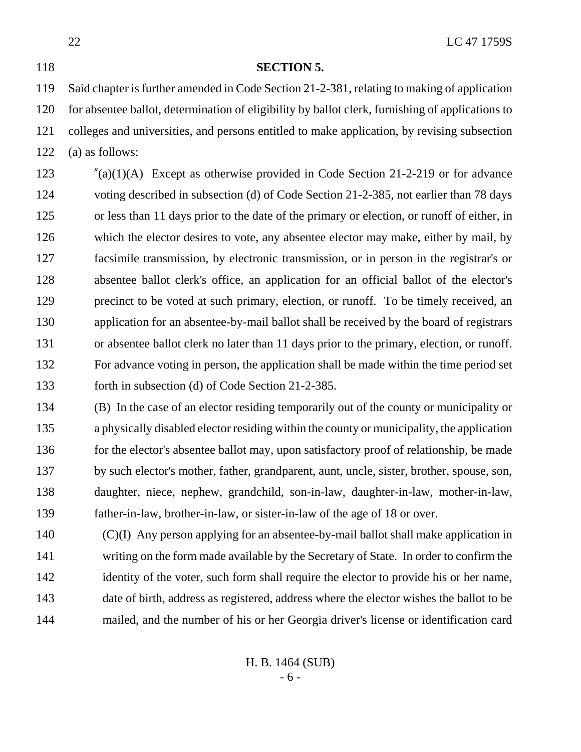**SECTION 5.**

Said chapter is further amended in Code Section 21-2-381, relating to making of application for absentee ballot, determination of eligibility by ballot clerk, furnishing of applications to colleges and universities, and persons entitled to make application, by revising subsection (a) as follows:

"(a)(1)(A) Except as otherwise provided in Code Section 21-2-219 or for advance voting described in subsection (d) of Code Section 21-2-385, not earlier than 78 days or less than 11 days prior to the date of the primary or election, or runoff of either, in which the elector desires to vote, any absentee elector may make, either by mail, by facsimile transmission, by electronic transmission, or in person in the registrar's or absentee ballot clerk's office, an application for an official ballot of the elector's precinct to be voted at such primary, election, or runoff. To be timely received, an application for an absentee-by-mail ballot shall be received by the board of registrars or absentee ballot clerk no later than 11 days prior to the primary, election, or runoff. For advance voting in person, the application shall be made within the time period set forth in subsection (d) of Code Section 21-2-385.

(B) In the case of an elector residing temporarily out of the county or municipality or a physically disabled elector residing within the county or municipality, the application for the elector's absentee ballot may, upon satisfactory proof of relationship, be made by such elector's mother, father, grandparent, aunt, uncle, sister, brother, spouse, son, daughter, niece, nephew, grandchild, son-in-law, daughter-in-law, mother-in-law, father-in-law, brother-in-law, or sister-in-law of the age of 18 or over.

(C)(I) Any person applying for an absentee-by-mail ballot shall make application in writing on the form made available by the Secretary of State. In order to confirm the identity of the voter, such form shall require the elector to provide his or her name, date of birth, address as registered, address where the elector wishes the ballot to be mailed, and the number of his or her Georgia driver's license or identification card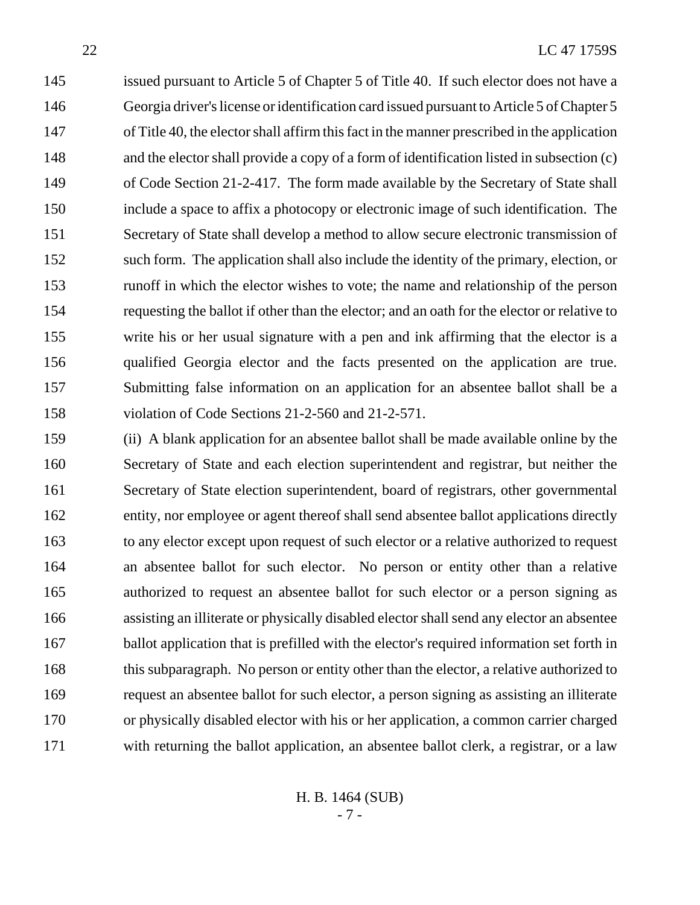issued pursuant to Article 5 of Chapter 5 of Title 40. If such elector does not have a Georgia driver's license or identification card issued pursuant to Article 5 of Chapter 5 of Title 40, the elector shall affirm this fact in the manner prescribed in the application and the elector shall provide a copy of a form of identification listed in subsection (c) of Code Section 21-2-417. The form made available by the Secretary of State shall include a space to affix a photocopy or electronic image of such identification. The Secretary of State shall develop a method to allow secure electronic transmission of such form. The application shall also include the identity of the primary, election, or runoff in which the elector wishes to vote; the name and relationship of the person requesting the ballot if other than the elector; and an oath for the elector or relative to write his or her usual signature with a pen and ink affirming that the elector is a qualified Georgia elector and the facts presented on the application are true. Submitting false information on an application for an absentee ballot shall be a violation of Code Sections 21-2-560 and 21-2-571.

(ii) A blank application for an absentee ballot shall be made available online by the Secretary of State and each election superintendent and registrar, but neither the Secretary of State election superintendent, board of registrars, other governmental entity, nor employee or agent thereof shall send absentee ballot applications directly to any elector except upon request of such elector or a relative authorized to request an absentee ballot for such elector. No person or entity other than a relative authorized to request an absentee ballot for such elector or a person signing as assisting an illiterate or physically disabled elector shall send any elector an absentee ballot application that is prefilled with the elector's required information set forth in this subparagraph. No person or entity other than the elector, a relative authorized to request an absentee ballot for such elector, a person signing as assisting an illiterate or physically disabled elector with his or her application, a common carrier charged with returning the ballot application, an absentee ballot clerk, a registrar, or a law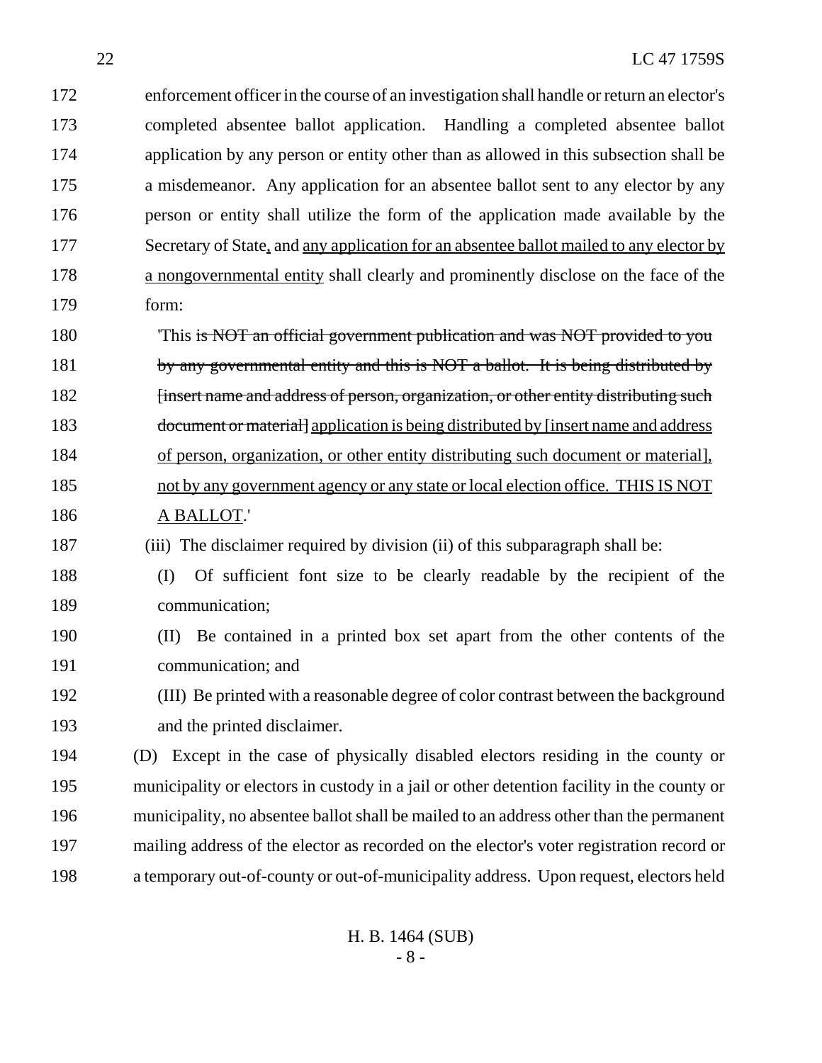172 enforcement officer in the course of an investigation shall handle or return an elector's
173 completed absentee ballot application. Handling a completed absentee ballot
174 application by any person or entity other than as allowed in this subsection shall be
175 a misdemeanor. Any application for an absentee ballot sent to any elector by any
176 person or entity shall utilize the form of the application made available by the
177 Secretary of State<u>,</u> and <u>any application for an absentee ballot mailed to any elector by</u>
178 <u>a nongovernmental entity</u> shall clearly and prominently disclose on the face of the
179 form:

180 'This ~~is NOT an official government publication and was NOT provided to you~~
181 ~~by any governmental entity and this is NOT a ballot. It is being distributed by~~
182 ~~[insert name and address of person, organization, or other entity distributing such~~
183 ~~document or material]~~ <u>application is being distributed by [insert name and address</u>
184 <u>of person, organization, or other entity distributing such document or material],</u>
185 <u>not by any government agency or any state or local election office. THIS IS NOT</u>
186 <u>A BALLOT</u>.'

187 (iii) The disclaimer required by division (ii) of this subparagraph shall be:

188 (I) Of sufficient font size to be clearly readable by the recipient of the
189 communication;

190 (II) Be contained in a printed box set apart from the other contents of the
191 communication; and

192 (III) Be printed with a reasonable degree of color contrast between the background
193 and the printed disclaimer.

194 (D) Except in the case of physically disabled electors residing in the county or
195 municipality or electors in custody in a jail or other detention facility in the county or
196 municipality, no absentee ballot shall be mailed to an address other than the permanent
197 mailing address of the elector as recorded on the elector's voter registration record or
198 a temporary out-of-county or out-of-municipality address. Upon request, electors held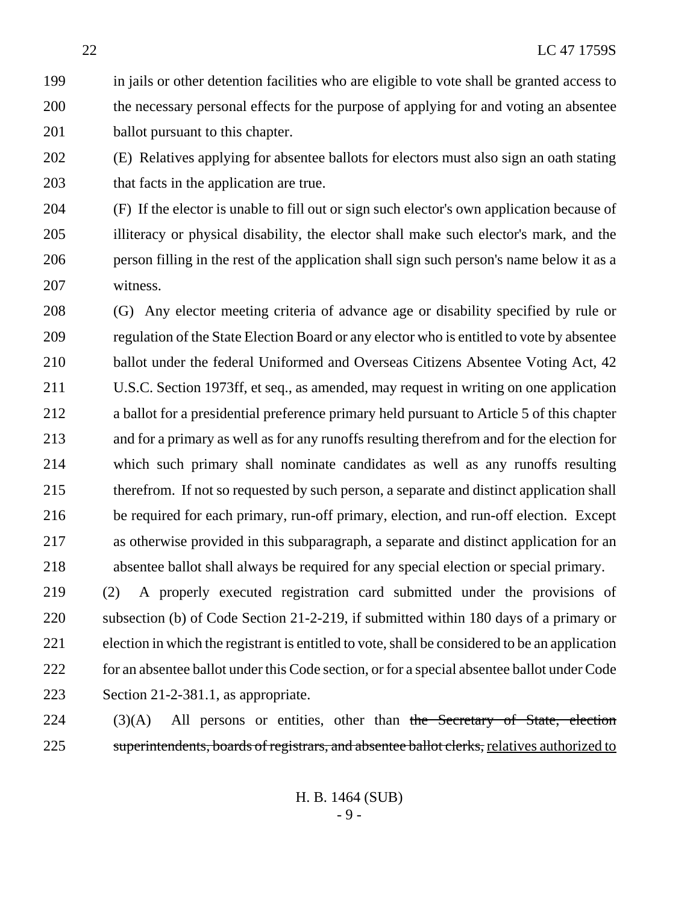in jails or other detention facilities who are eligible to vote shall be granted access to the necessary personal effects for the purpose of applying for and voting an absentee ballot pursuant to this chapter.

(E) Relatives applying for absentee ballots for electors must also sign an oath stating that facts in the application are true.

(F) If the elector is unable to fill out or sign such elector's own application because of illiteracy or physical disability, the elector shall make such elector's mark, and the person filling in the rest of the application shall sign such person's name below it as a witness.

(G) Any elector meeting criteria of advance age or disability specified by rule or regulation of the State Election Board or any elector who is entitled to vote by absentee ballot under the federal Uniformed and Overseas Citizens Absentee Voting Act, 42 U.S.C. Section 1973ff, et seq., as amended, may request in writing on one application a ballot for a presidential preference primary held pursuant to Article 5 of this chapter and for a primary as well as for any runoffs resulting therefrom and for the election for which such primary shall nominate candidates as well as any runoffs resulting therefrom. If not so requested by such person, a separate and distinct application shall be required for each primary, run-off primary, election, and run-off election. Except as otherwise provided in this subparagraph, a separate and distinct application for an absentee ballot shall always be required for any special election or special primary.

(2) A properly executed registration card submitted under the provisions of subsection (b) of Code Section 21-2-219, if submitted within 180 days of a primary or election in which the registrant is entitled to vote, shall be considered to be an application for an absentee ballot under this Code section, or for a special absentee ballot under Code Section 21-2-381.1, as appropriate.

(3)(A) All persons or entities, other than ~~the Secretary of State, election superintendents, boards of registrars, and absentee ballot clerks,~~ relatives authorized to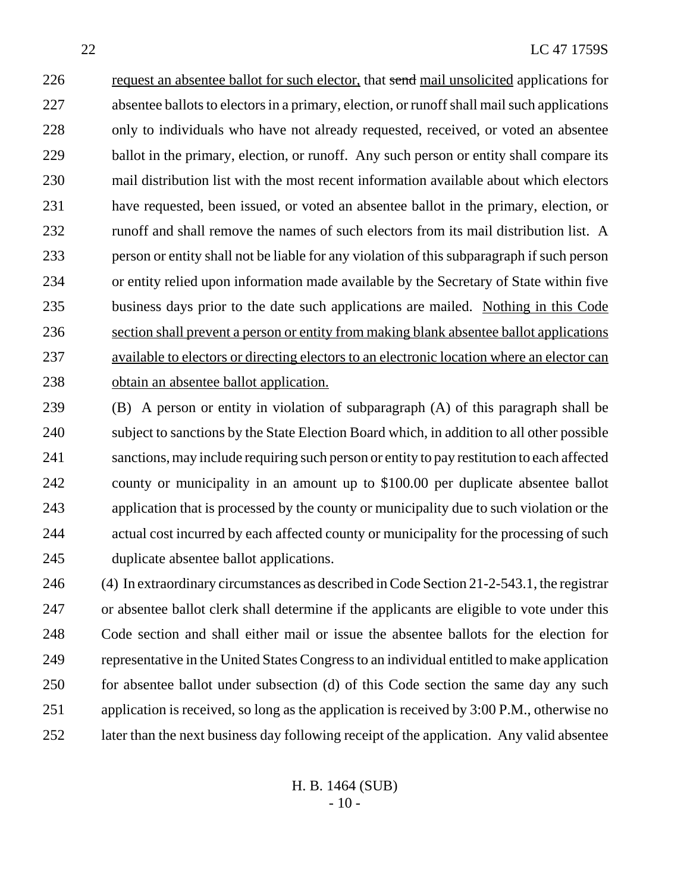request an absentee ballot for such elector, that ~~send~~ mail unsolicited applications for absentee ballots to electors in a primary, election, or runoff shall mail such applications only to individuals who have not already requested, received, or voted an absentee ballot in the primary, election, or runoff. Any such person or entity shall compare its mail distribution list with the most recent information available about which electors have requested, been issued, or voted an absentee ballot in the primary, election, or runoff and shall remove the names of such electors from its mail distribution list. A person or entity shall not be liable for any violation of this subparagraph if such person or entity relied upon information made available by the Secretary of State within five business days prior to the date such applications are mailed. Nothing in this Code section shall prevent a person or entity from making blank absentee ballot applications available to electors or directing electors to an electronic location where an elector can obtain an absentee ballot application.

(B) A person or entity in violation of subparagraph (A) of this paragraph shall be subject to sanctions by the State Election Board which, in addition to all other possible sanctions, may include requiring such person or entity to pay restitution to each affected county or municipality in an amount up to $100.00 per duplicate absentee ballot application that is processed by the county or municipality due to such violation or the actual cost incurred by each affected county or municipality for the processing of such duplicate absentee ballot applications.

(4) In extraordinary circumstances as described in Code Section 21-2-543.1, the registrar or absentee ballot clerk shall determine if the applicants are eligible to vote under this Code section and shall either mail or issue the absentee ballots for the election for representative in the United States Congress to an individual entitled to make application for absentee ballot under subsection (d) of this Code section the same day any such application is received, so long as the application is received by 3:00 P.M., otherwise no later than the next business day following receipt of the application. Any valid absentee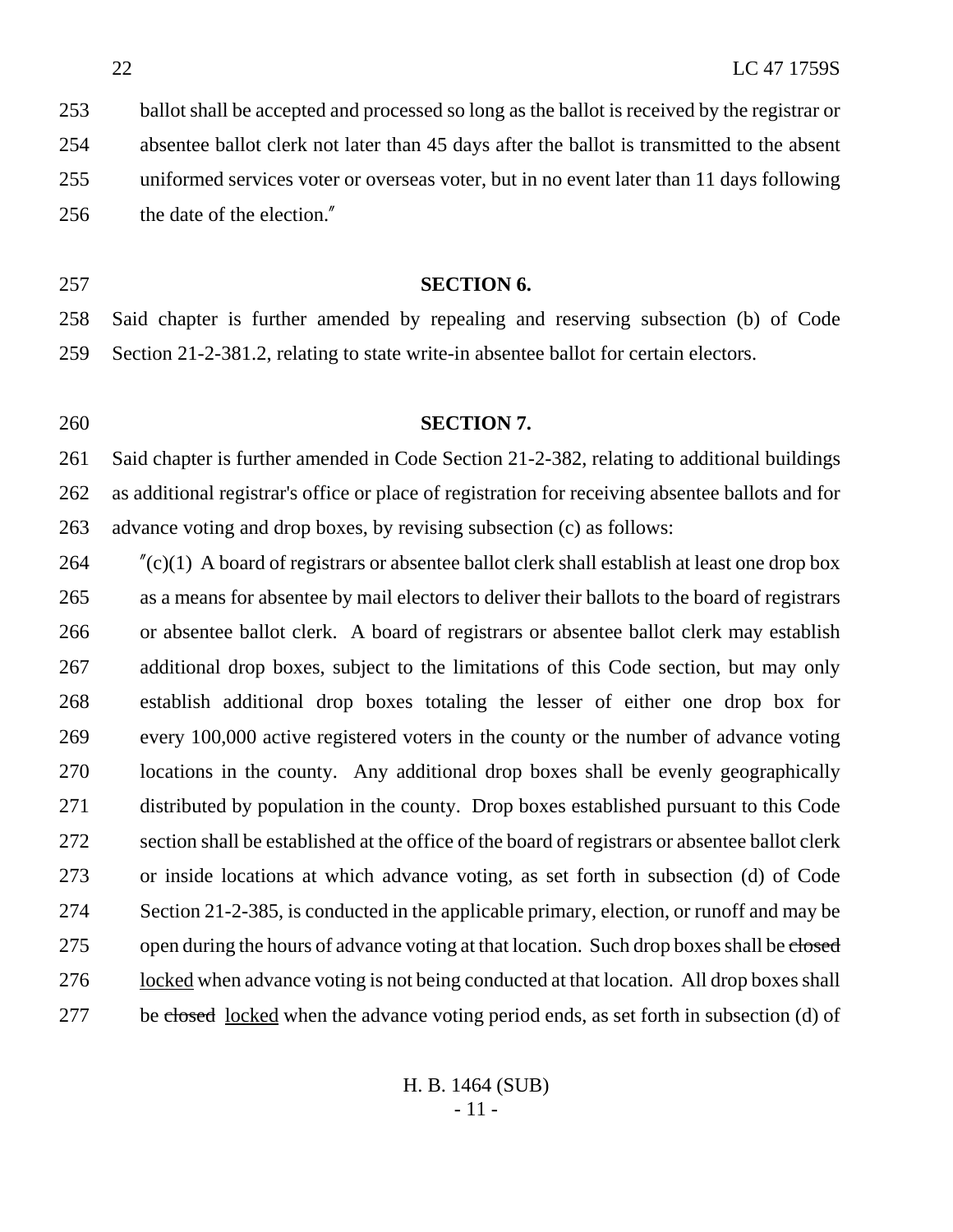ballot shall be accepted and processed so long as the ballot is received by the registrar or absentee ballot clerk not later than 45 days after the ballot is transmitted to the absent uniformed services voter or overseas voter, but in no event later than 11 days following the date of the election."

**SECTION 6.**

Said chapter is further amended by repealing and reserving subsection (b) of Code Section 21-2-381.2, relating to state write-in absentee ballot for certain electors.

**SECTION 7.**

Said chapter is further amended in Code Section 21-2-382, relating to additional buildings as additional registrar's office or place of registration for receiving absentee ballots and for advance voting and drop boxes, by revising subsection (c) as follows:

"(c)(1) A board of registrars or absentee ballot clerk shall establish at least one drop box as a means for absentee by mail electors to deliver their ballots to the board of registrars or absentee ballot clerk. A board of registrars or absentee ballot clerk may establish additional drop boxes, subject to the limitations of this Code section, but may only establish additional drop boxes totaling the lesser of either one drop box for every 100,000 active registered voters in the county or the number of advance voting locations in the county. Any additional drop boxes shall be evenly geographically distributed by population in the county. Drop boxes established pursuant to this Code section shall be established at the office of the board of registrars or absentee ballot clerk or inside locations at which advance voting, as set forth in subsection (d) of Code Section 21-2-385, is conducted in the applicable primary, election, or runoff and may be open during the hours of advance voting at that location. Such drop boxes shall be ~~closed~~ locked when advance voting is not being conducted at that location. All drop boxes shall be ~~closed~~ locked when the advance voting period ends, as set forth in subsection (d) of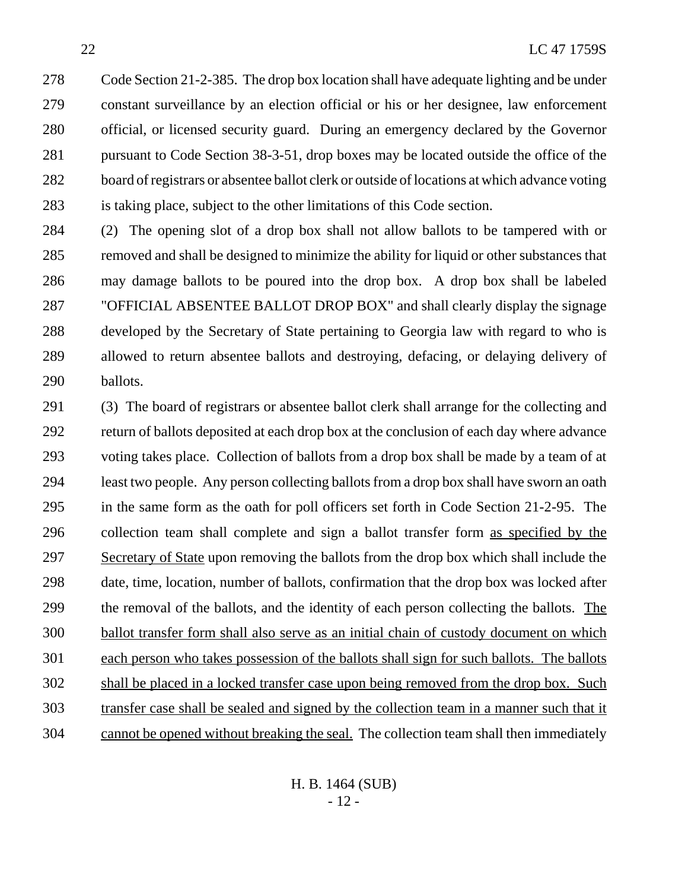Code Section 21-2-385. The drop box location shall have adequate lighting and be under constant surveillance by an election official or his or her designee, law enforcement official, or licensed security guard. During an emergency declared by the Governor pursuant to Code Section 38-3-51, drop boxes may be located outside the office of the board of registrars or absentee ballot clerk or outside of locations at which advance voting is taking place, subject to the other limitations of this Code section.

(2) The opening slot of a drop box shall not allow ballots to be tampered with or removed and shall be designed to minimize the ability for liquid or other substances that may damage ballots to be poured into the drop box. A drop box shall be labeled "OFFICIAL ABSENTEE BALLOT DROP BOX" and shall clearly display the signage developed by the Secretary of State pertaining to Georgia law with regard to who is allowed to return absentee ballots and destroying, defacing, or delaying delivery of ballots.

(3) The board of registrars or absentee ballot clerk shall arrange for the collecting and return of ballots deposited at each drop box at the conclusion of each day where advance voting takes place. Collection of ballots from a drop box shall be made by a team of at least two people. Any person collecting ballots from a drop box shall have sworn an oath in the same form as the oath for poll officers set forth in Code Section 21-2-95. The collection team shall complete and sign a ballot transfer form as specified by the Secretary of State upon removing the ballots from the drop box which shall include the date, time, location, number of ballots, confirmation that the drop box was locked after the removal of the ballots, and the identity of each person collecting the ballots. The ballot transfer form shall also serve as an initial chain of custody document on which each person who takes possession of the ballots shall sign for such ballots. The ballots shall be placed in a locked transfer case upon being removed from the drop box. Such transfer case shall be sealed and signed by the collection team in a manner such that it cannot be opened without breaking the seal. The collection team shall then immediately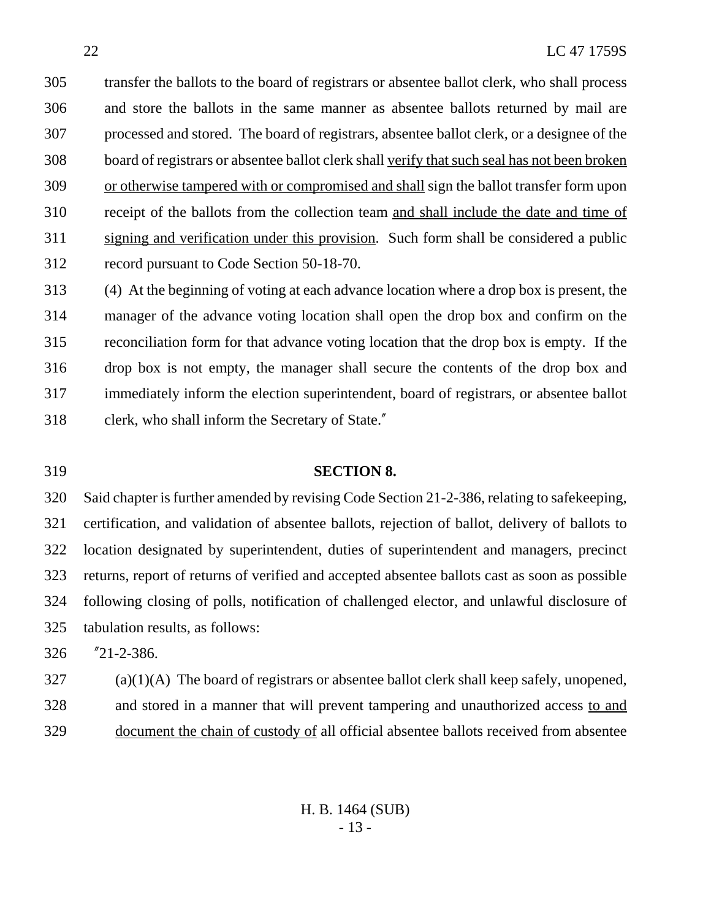transfer the ballots to the board of registrars or absentee ballot clerk, who shall process and store the ballots in the same manner as absentee ballots returned by mail are processed and stored. The board of registrars, absentee ballot clerk, or a designee of the board of registrars or absentee ballot clerk shall <u>verify that such seal has not been broken or otherwise tampered with or compromised and shall</u> sign the ballot transfer form upon receipt of the ballots from the collection team <u>and shall include the date and time of signing and verification under this provision</u>. Such form shall be considered a public record pursuant to Code Section 50-18-70.

(4) At the beginning of voting at each advance location where a drop box is present, the manager of the advance voting location shall open the drop box and confirm on the reconciliation form for that advance voting location that the drop box is empty. If the drop box is not empty, the manager shall secure the contents of the drop box and immediately inform the election superintendent, board of registrars, or absentee ballot clerk, who shall inform the Secretary of State."

**SECTION 8.**

Said chapter is further amended by revising Code Section 21-2-386, relating to safekeeping, certification, and validation of absentee ballots, rejection of ballot, delivery of ballots to location designated by superintendent, duties of superintendent and managers, precinct returns, report of returns of verified and accepted absentee ballots cast as soon as possible following closing of polls, notification of challenged elector, and unlawful disclosure of tabulation results, as follows:

"21-2-386.

(a)(1)(A) The board of registrars or absentee ballot clerk shall keep safely, unopened, and stored in a manner that will prevent tampering and unauthorized access <u>to and document the chain of custody of</u> all official absentee ballots received from absentee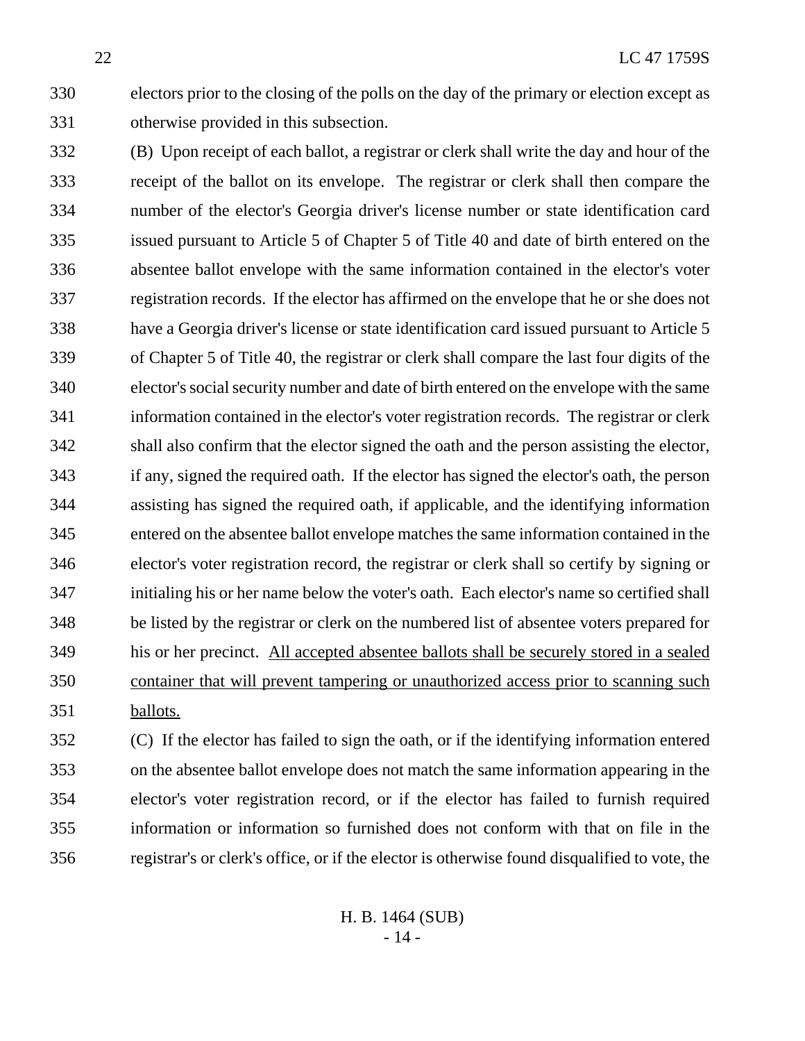electors prior to the closing of the polls on the day of the primary or election except as otherwise provided in this subsection.

(B) Upon receipt of each ballot, a registrar or clerk shall write the day and hour of the receipt of the ballot on its envelope. The registrar or clerk shall then compare the number of the elector's Georgia driver's license number or state identification card issued pursuant to Article 5 of Chapter 5 of Title 40 and date of birth entered on the absentee ballot envelope with the same information contained in the elector's voter registration records. If the elector has affirmed on the envelope that he or she does not have a Georgia driver's license or state identification card issued pursuant to Article 5 of Chapter 5 of Title 40, the registrar or clerk shall compare the last four digits of the elector's social security number and date of birth entered on the envelope with the same information contained in the elector's voter registration records. The registrar or clerk shall also confirm that the elector signed the oath and the person assisting the elector, if any, signed the required oath. If the elector has signed the elector's oath, the person assisting has signed the required oath, if applicable, and the identifying information entered on the absentee ballot envelope matches the same information contained in the elector's voter registration record, the registrar or clerk shall so certify by signing or initialing his or her name below the voter's oath. Each elector's name so certified shall be listed by the registrar or clerk on the numbered list of absentee voters prepared for his or her precinct. <u>All accepted absentee ballots shall be securely stored in a sealed container that will prevent tampering or unauthorized access prior to scanning such ballots.</u>

(C) If the elector has failed to sign the oath, or if the identifying information entered on the absentee ballot envelope does not match the same information appearing in the elector's voter registration record, or if the elector has failed to furnish required information or information so furnished does not conform with that on file in the registrar's or clerk's office, or if the elector is otherwise found disqualified to vote, the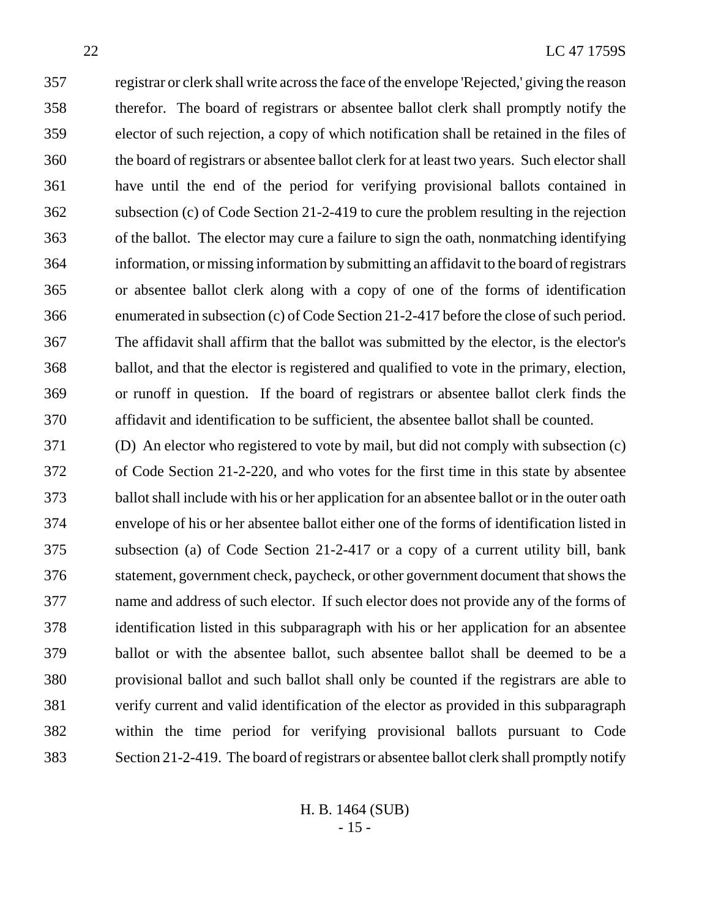registrar or clerk shall write across the face of the envelope 'Rejected,' giving the reason therefor. The board of registrars or absentee ballot clerk shall promptly notify the elector of such rejection, a copy of which notification shall be retained in the files of the board of registrars or absentee ballot clerk for at least two years. Such elector shall have until the end of the period for verifying provisional ballots contained in subsection (c) of Code Section 21-2-419 to cure the problem resulting in the rejection of the ballot. The elector may cure a failure to sign the oath, nonmatching identifying information, or missing information by submitting an affidavit to the board of registrars or absentee ballot clerk along with a copy of one of the forms of identification enumerated in subsection (c) of Code Section 21-2-417 before the close of such period. The affidavit shall affirm that the ballot was submitted by the elector, is the elector's ballot, and that the elector is registered and qualified to vote in the primary, election, or runoff in question. If the board of registrars or absentee ballot clerk finds the affidavit and identification to be sufficient, the absentee ballot shall be counted.

(D) An elector who registered to vote by mail, but did not comply with subsection (c) of Code Section 21-2-220, and who votes for the first time in this state by absentee ballot shall include with his or her application for an absentee ballot or in the outer oath envelope of his or her absentee ballot either one of the forms of identification listed in subsection (a) of Code Section 21-2-417 or a copy of a current utility bill, bank statement, government check, paycheck, or other government document that shows the name and address of such elector. If such elector does not provide any of the forms of identification listed in this subparagraph with his or her application for an absentee ballot or with the absentee ballot, such absentee ballot shall be deemed to be a provisional ballot and such ballot shall only be counted if the registrars are able to verify current and valid identification of the elector as provided in this subparagraph within the time period for verifying provisional ballots pursuant to Code Section 21-2-419. The board of registrars or absentee ballot clerk shall promptly notify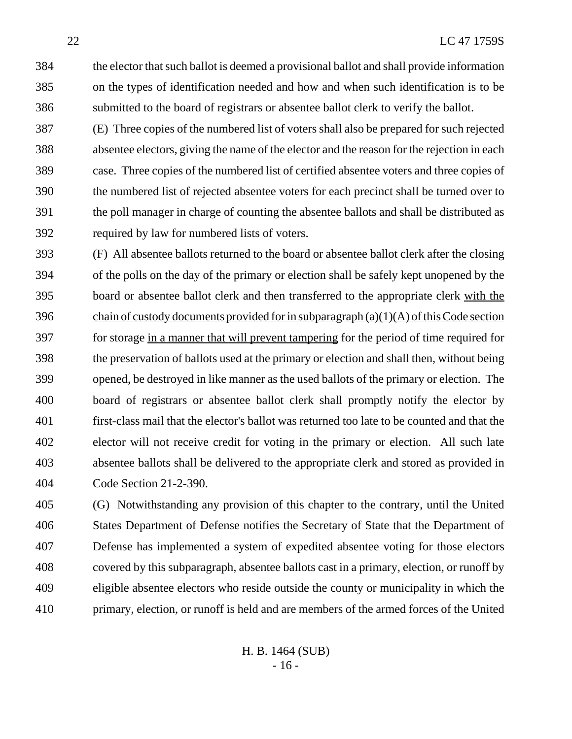the elector that such ballot is deemed a provisional ballot and shall provide information on the types of identification needed and how and when such identification is to be submitted to the board of registrars or absentee ballot clerk to verify the ballot.

(E) Three copies of the numbered list of voters shall also be prepared for such rejected absentee electors, giving the name of the elector and the reason for the rejection in each case. Three copies of the numbered list of certified absentee voters and three copies of the numbered list of rejected absentee voters for each precinct shall be turned over to the poll manager in charge of counting the absentee ballots and shall be distributed as required by law for numbered lists of voters.

(F) All absentee ballots returned to the board or absentee ballot clerk after the closing of the polls on the day of the primary or election shall be safely kept unopened by the board or absentee ballot clerk and then transferred to the appropriate clerk <u>with the chain of custody documents provided for in subparagraph (a)(1)(A) of this Code section</u> for storage <u>in a manner that will prevent tampering</u> for the period of time required for the preservation of ballots used at the primary or election and shall then, without being opened, be destroyed in like manner as the used ballots of the primary or election. The board of registrars or absentee ballot clerk shall promptly notify the elector by first-class mail that the elector's ballot was returned too late to be counted and that the elector will not receive credit for voting in the primary or election. All such late absentee ballots shall be delivered to the appropriate clerk and stored as provided in Code Section 21-2-390.

(G) Notwithstanding any provision of this chapter to the contrary, until the United States Department of Defense notifies the Secretary of State that the Department of Defense has implemented a system of expedited absentee voting for those electors covered by this subparagraph, absentee ballots cast in a primary, election, or runoff by eligible absentee electors who reside outside the county or municipality in which the primary, election, or runoff is held and are members of the armed forces of the United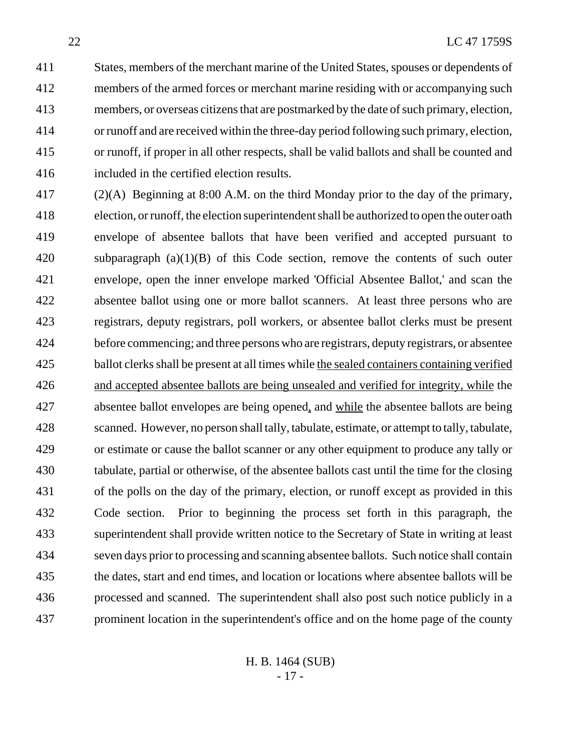States, members of the merchant marine of the United States, spouses or dependents of members of the armed forces or merchant marine residing with or accompanying such members, or overseas citizens that are postmarked by the date of such primary, election, or runoff and are received within the three-day period following such primary, election, or runoff, if proper in all other respects, shall be valid ballots and shall be counted and included in the certified election results.

(2)(A) Beginning at 8:00 A.M. on the third Monday prior to the day of the primary, election, or runoff, the election superintendent shall be authorized to open the outer oath envelope of absentee ballots that have been verified and accepted pursuant to subparagraph (a)(1)(B) of this Code section, remove the contents of such outer envelope, open the inner envelope marked 'Official Absentee Ballot,' and scan the absentee ballot using one or more ballot scanners. At least three persons who are registrars, deputy registrars, poll workers, or absentee ballot clerks must be present before commencing; and three persons who are registrars, deputy registrars, or absentee ballot clerks shall be present at all times while <u>the sealed containers containing verified and accepted absentee ballots are being unsealed and verified for integrity, while</u> the absentee ballot envelopes are being opened<u>,</u> and <u>while</u> the absentee ballots are being scanned. However, no person shall tally, tabulate, estimate, or attempt to tally, tabulate, or estimate or cause the ballot scanner or any other equipment to produce any tally or tabulate, partial or otherwise, of the absentee ballots cast until the time for the closing of the polls on the day of the primary, election, or runoff except as provided in this Code section. Prior to beginning the process set forth in this paragraph, the superintendent shall provide written notice to the Secretary of State in writing at least seven days prior to processing and scanning absentee ballots. Such notice shall contain the dates, start and end times, and location or locations where absentee ballots will be processed and scanned. The superintendent shall also post such notice publicly in a prominent location in the superintendent's office and on the home page of the county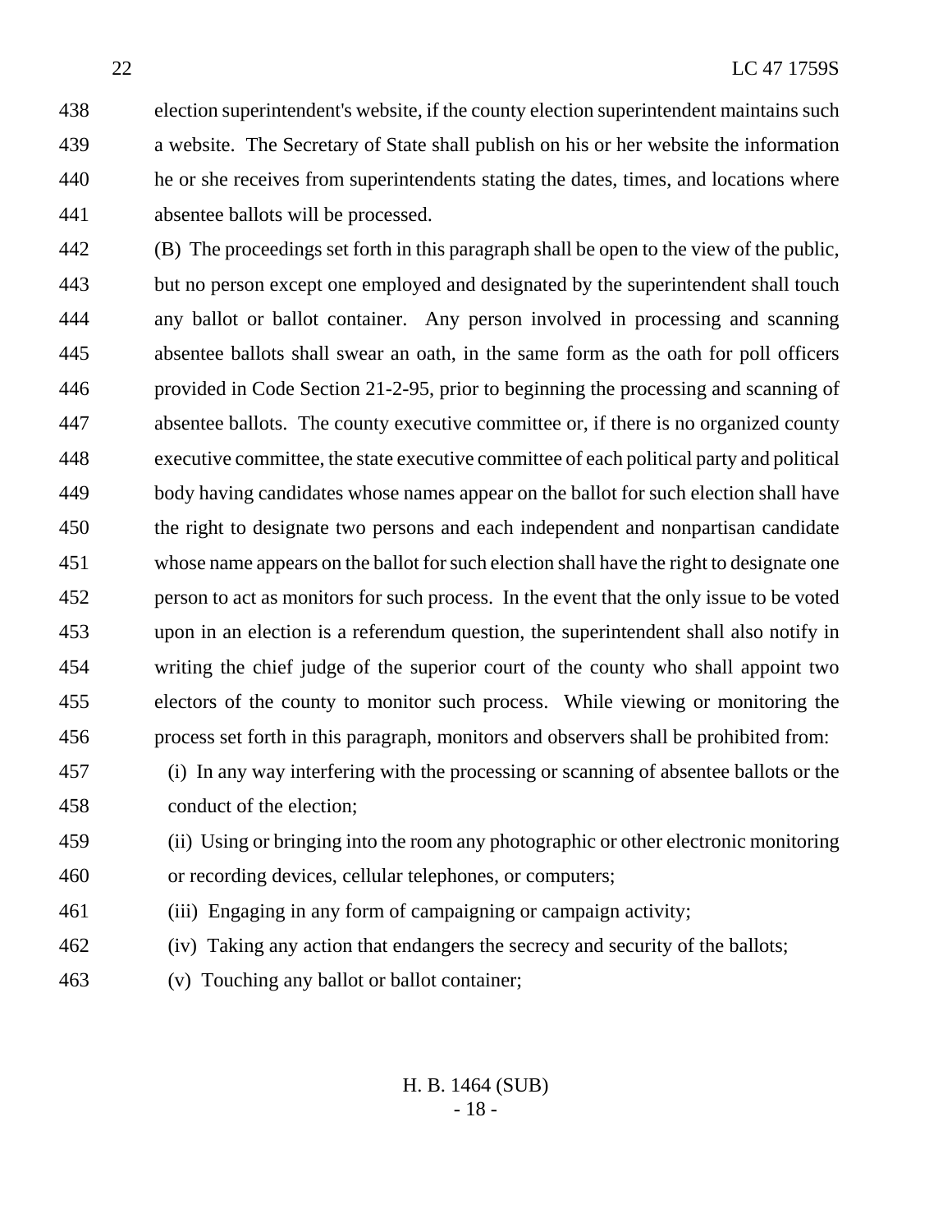election superintendent's website, if the county election superintendent maintains such a website. The Secretary of State shall publish on his or her website the information he or she receives from superintendents stating the dates, times, and locations where absentee ballots will be processed.

(B) The proceedings set forth in this paragraph shall be open to the view of the public, but no person except one employed and designated by the superintendent shall touch any ballot or ballot container. Any person involved in processing and scanning absentee ballots shall swear an oath, in the same form as the oath for poll officers provided in Code Section 21-2-95, prior to beginning the processing and scanning of absentee ballots. The county executive committee or, if there is no organized county executive committee, the state executive committee of each political party and political body having candidates whose names appear on the ballot for such election shall have the right to designate two persons and each independent and nonpartisan candidate whose name appears on the ballot for such election shall have the right to designate one person to act as monitors for such process. In the event that the only issue to be voted upon in an election is a referendum question, the superintendent shall also notify in writing the chief judge of the superior court of the county who shall appoint two electors of the county to monitor such process. While viewing or monitoring the process set forth in this paragraph, monitors and observers shall be prohibited from:

(i) In any way interfering with the processing or scanning of absentee ballots or the conduct of the election;

(ii) Using or bringing into the room any photographic or other electronic monitoring or recording devices, cellular telephones, or computers;

(iii) Engaging in any form of campaigning or campaign activity;

(iv) Taking any action that endangers the secrecy and security of the ballots;

(v) Touching any ballot or ballot container;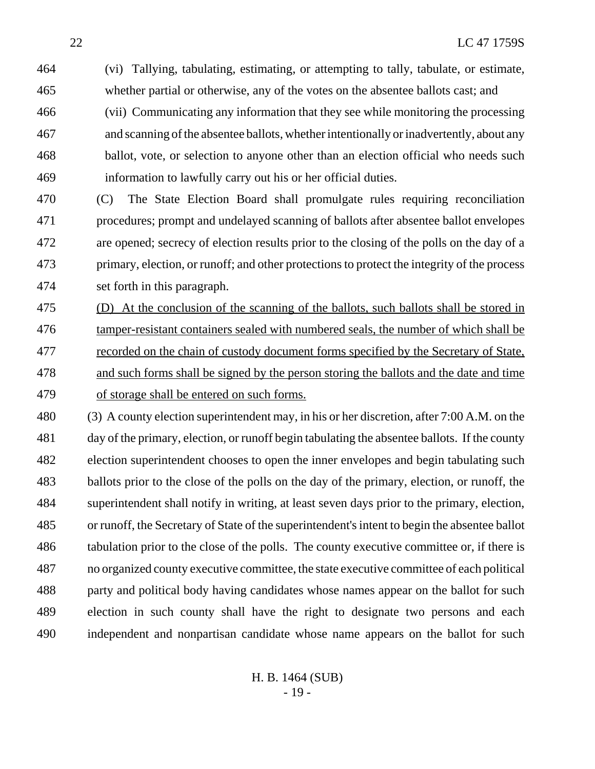(vi) Tallying, tabulating, estimating, or attempting to tally, tabulate, or estimate, whether partial or otherwise, any of the votes on the absentee ballots cast; and

(vii) Communicating any information that they see while monitoring the processing and scanning of the absentee ballots, whether intentionally or inadvertently, about any ballot, vote, or selection to anyone other than an election official who needs such information to lawfully carry out his or her official duties.

(C) The State Election Board shall promulgate rules requiring reconciliation procedures; prompt and undelayed scanning of ballots after absentee ballot envelopes are opened; secrecy of election results prior to the closing of the polls on the day of a primary, election, or runoff; and other protections to protect the integrity of the process set forth in this paragraph.

<u>(D) At the conclusion of the scanning of the ballots, such ballots shall be stored in tamper-resistant containers sealed with numbered seals, the number of which shall be recorded on the chain of custody document forms specified by the Secretary of State, and such forms shall be signed by the person storing the ballots and the date and time of storage shall be entered on such forms.</u>

(3) A county election superintendent may, in his or her discretion, after 7:00 A.M. on the day of the primary, election, or runoff begin tabulating the absentee ballots. If the county election superintendent chooses to open the inner envelopes and begin tabulating such ballots prior to the close of the polls on the day of the primary, election, or runoff, the superintendent shall notify in writing, at least seven days prior to the primary, election, or runoff, the Secretary of State of the superintendent's intent to begin the absentee ballot tabulation prior to the close of the polls. The county executive committee or, if there is no organized county executive committee, the state executive committee of each political party and political body having candidates whose names appear on the ballot for such election in such county shall have the right to designate two persons and each independent and nonpartisan candidate whose name appears on the ballot for such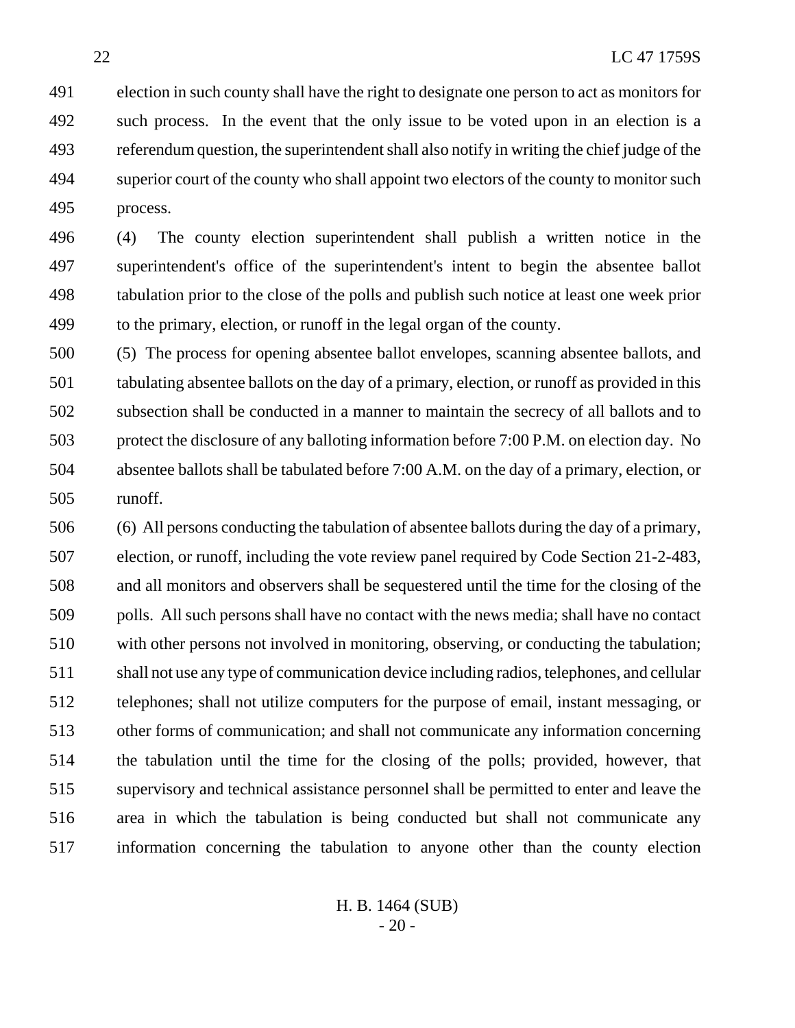election in such county shall have the right to designate one person to act as monitors for such process. In the event that the only issue to be voted upon in an election is a referendum question, the superintendent shall also notify in writing the chief judge of the superior court of the county who shall appoint two electors of the county to monitor such process.

(4) The county election superintendent shall publish a written notice in the superintendent's office of the superintendent's intent to begin the absentee ballot tabulation prior to the close of the polls and publish such notice at least one week prior to the primary, election, or runoff in the legal organ of the county.

(5) The process for opening absentee ballot envelopes, scanning absentee ballots, and tabulating absentee ballots on the day of a primary, election, or runoff as provided in this subsection shall be conducted in a manner to maintain the secrecy of all ballots and to protect the disclosure of any balloting information before 7:00 P.M. on election day. No absentee ballots shall be tabulated before 7:00 A.M. on the day of a primary, election, or runoff.

(6) All persons conducting the tabulation of absentee ballots during the day of a primary, election, or runoff, including the vote review panel required by Code Section 21-2-483, and all monitors and observers shall be sequestered until the time for the closing of the polls. All such persons shall have no contact with the news media; shall have no contact with other persons not involved in monitoring, observing, or conducting the tabulation; shall not use any type of communication device including radios, telephones, and cellular telephones; shall not utilize computers for the purpose of email, instant messaging, or other forms of communication; and shall not communicate any information concerning the tabulation until the time for the closing of the polls; provided, however, that supervisory and technical assistance personnel shall be permitted to enter and leave the area in which the tabulation is being conducted but shall not communicate any information concerning the tabulation to anyone other than the county election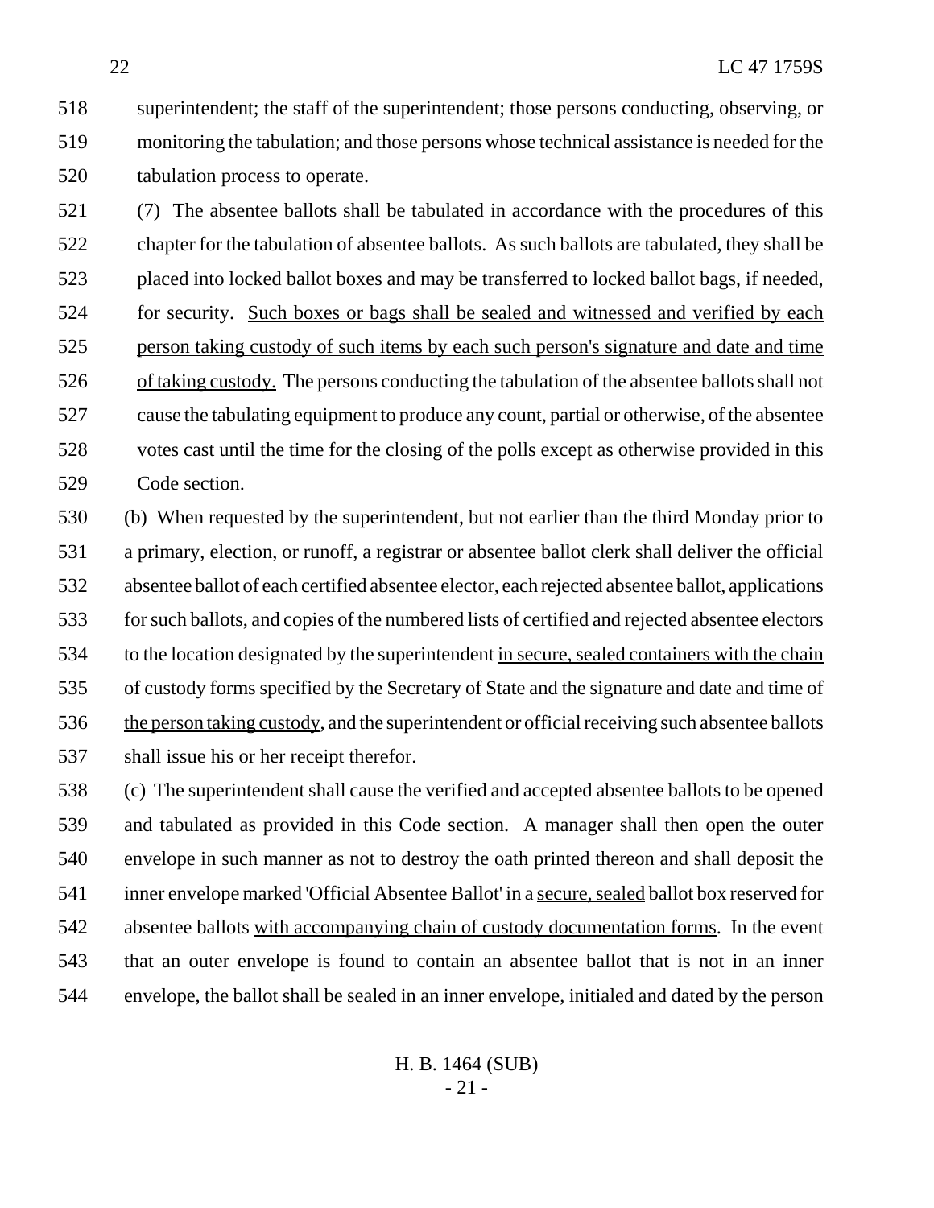superintendent; the staff of the superintendent; those persons conducting, observing, or monitoring the tabulation; and those persons whose technical assistance is needed for the tabulation process to operate.

(7) The absentee ballots shall be tabulated in accordance with the procedures of this chapter for the tabulation of absentee ballots. As such ballots are tabulated, they shall be placed into locked ballot boxes and may be transferred to locked ballot bags, if needed, for security. <u>Such boxes or bags shall be sealed and witnessed and verified by each person taking custody of such items by each such person's signature and date and time of taking custody.</u> The persons conducting the tabulation of the absentee ballots shall not cause the tabulating equipment to produce any count, partial or otherwise, of the absentee votes cast until the time for the closing of the polls except as otherwise provided in this Code section.

(b) When requested by the superintendent, but not earlier than the third Monday prior to a primary, election, or runoff, a registrar or absentee ballot clerk shall deliver the official absentee ballot of each certified absentee elector, each rejected absentee ballot, applications for such ballots, and copies of the numbered lists of certified and rejected absentee electors to the location designated by the superintendent <u>in secure, sealed containers with the chain of custody forms specified by the Secretary of State and the signature and date and time of the person taking custody</u>, and the superintendent or official receiving such absentee ballots shall issue his or her receipt therefor.

(c) The superintendent shall cause the verified and accepted absentee ballots to be opened and tabulated as provided in this Code section. A manager shall then open the outer envelope in such manner as not to destroy the oath printed thereon and shall deposit the inner envelope marked 'Official Absentee Ballot' in a <u>secure, sealed</u> ballot box reserved for absentee ballots <u>with accompanying chain of custody documentation forms</u>. In the event that an outer envelope is found to contain an absentee ballot that is not in an inner envelope, the ballot shall be sealed in an inner envelope, initialed and dated by the person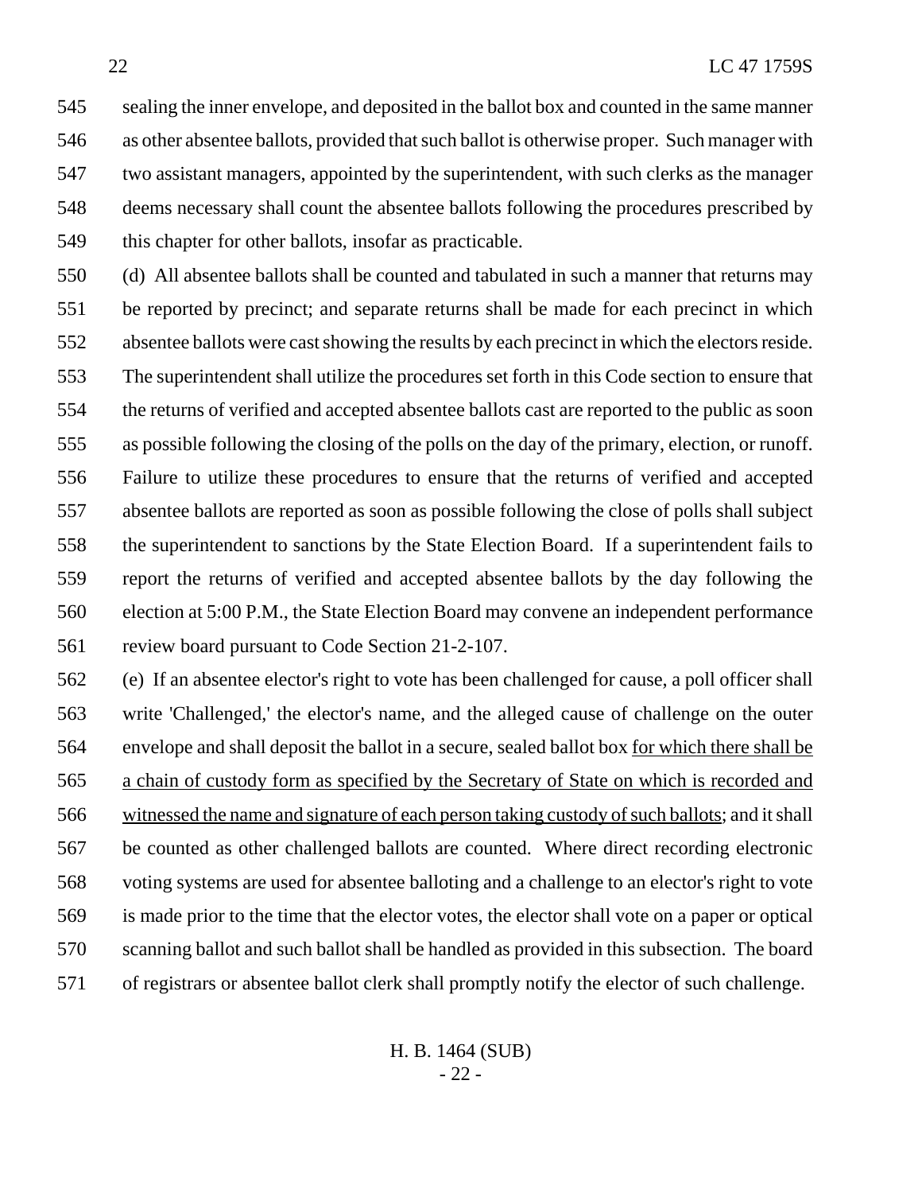sealing the inner envelope, and deposited in the ballot box and counted in the same manner as other absentee ballots, provided that such ballot is otherwise proper. Such manager with two assistant managers, appointed by the superintendent, with such clerks as the manager deems necessary shall count the absentee ballots following the procedures prescribed by this chapter for other ballots, insofar as practicable.

(d) All absentee ballots shall be counted and tabulated in such a manner that returns may be reported by precinct; and separate returns shall be made for each precinct in which absentee ballots were cast showing the results by each precinct in which the electors reside. The superintendent shall utilize the procedures set forth in this Code section to ensure that the returns of verified and accepted absentee ballots cast are reported to the public as soon as possible following the closing of the polls on the day of the primary, election, or runoff. Failure to utilize these procedures to ensure that the returns of verified and accepted absentee ballots are reported as soon as possible following the close of polls shall subject the superintendent to sanctions by the State Election Board. If a superintendent fails to report the returns of verified and accepted absentee ballots by the day following the election at 5:00 P.M., the State Election Board may convene an independent performance review board pursuant to Code Section 21-2-107.

(e) If an absentee elector's right to vote has been challenged for cause, a poll officer shall write 'Challenged,' the elector's name, and the alleged cause of challenge on the outer envelope and shall deposit the ballot in a secure, sealed ballot box <u>for which there shall be a chain of custody form as specified by the Secretary of State on which is recorded and witnessed the name and signature of each person taking custody of such ballots</u>; and it shall be counted as other challenged ballots are counted. Where direct recording electronic voting systems are used for absentee balloting and a challenge to an elector's right to vote is made prior to the time that the elector votes, the elector shall vote on a paper or optical scanning ballot and such ballot shall be handled as provided in this subsection. The board of registrars or absentee ballot clerk shall promptly notify the elector of such challenge.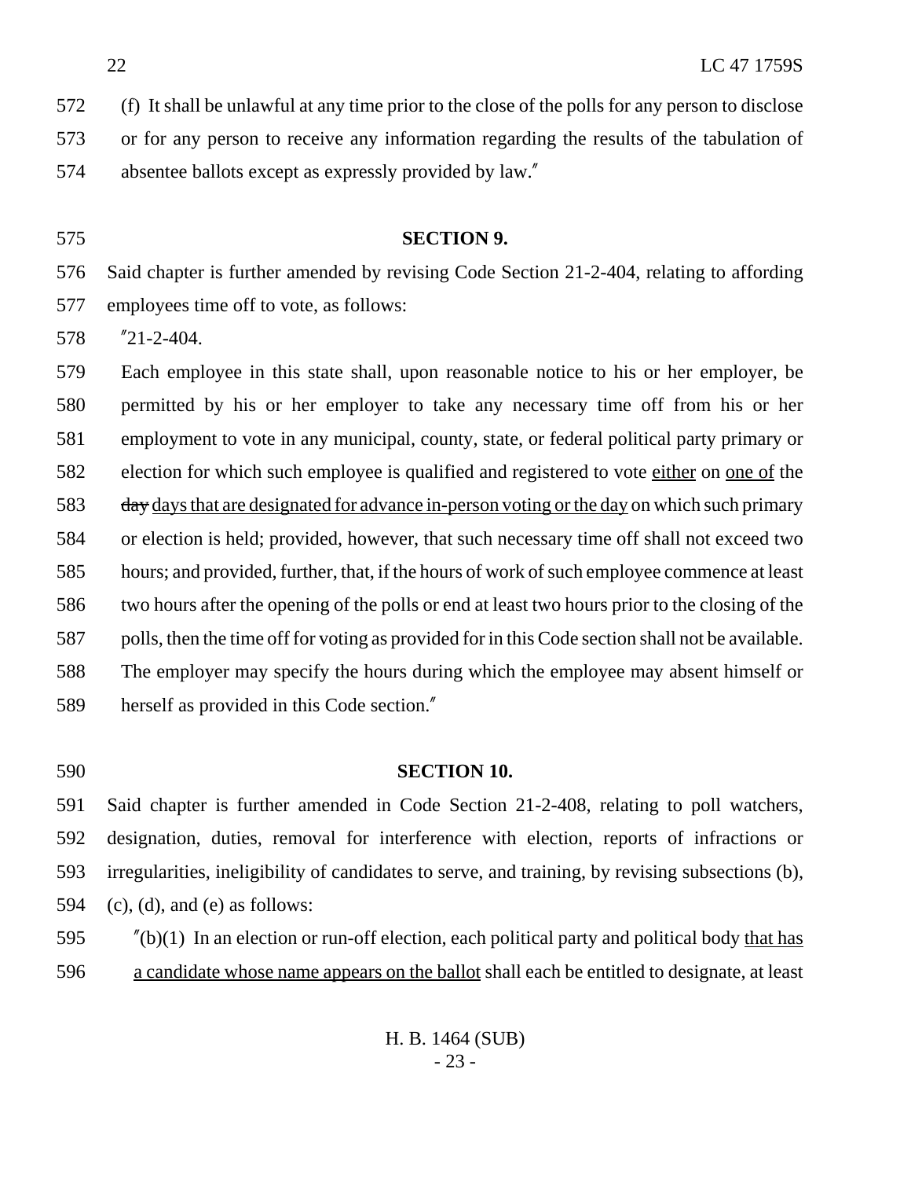(f) It shall be unlawful at any time prior to the close of the polls for any person to disclose or for any person to receive any information regarding the results of the tabulation of absentee ballots except as expressly provided by law.″

**SECTION 9.**

Said chapter is further amended by revising Code Section 21-2-404, relating to affording employees time off to vote, as follows:

″21-2-404.

Each employee in this state shall, upon reasonable notice to his or her employer, be permitted by his or her employer to take any necessary time off from his or her employment to vote in any municipal, county, state, or federal political party primary or election for which such employee is qualified and registered to vote <u>either</u> on <u>one of</u> the ~~day~~ <u>days that are designated for advance in-person voting or the day</u> on which such primary or election is held; provided, however, that such necessary time off shall not exceed two hours; and provided, further, that, if the hours of work of such employee commence at least two hours after the opening of the polls or end at least two hours prior to the closing of the polls, then the time off for voting as provided for in this Code section shall not be available. The employer may specify the hours during which the employee may absent himself or herself as provided in this Code section.″

**SECTION 10.**

Said chapter is further amended in Code Section 21-2-408, relating to poll watchers, designation, duties, removal for interference with election, reports of infractions or irregularities, ineligibility of candidates to serve, and training, by revising subsections (b), (c), (d), and (e) as follows:

″(b)(1) In an election or run-off election, each political party and political body <u>that has a candidate whose name appears on the ballot</u> shall each be entitled to designate, at least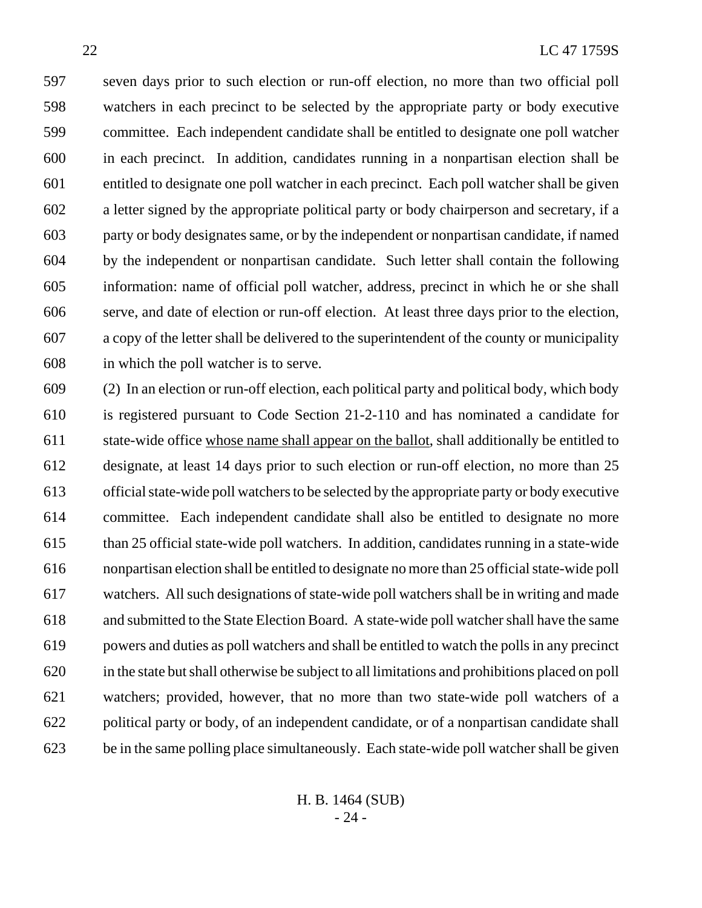seven days prior to such election or run-off election, no more than two official poll watchers in each precinct to be selected by the appropriate party or body executive committee. Each independent candidate shall be entitled to designate one poll watcher in each precinct. In addition, candidates running in a nonpartisan election shall be entitled to designate one poll watcher in each precinct. Each poll watcher shall be given a letter signed by the appropriate political party or body chairperson and secretary, if a party or body designates same, or by the independent or nonpartisan candidate, if named by the independent or nonpartisan candidate. Such letter shall contain the following information: name of official poll watcher, address, precinct in which he or she shall serve, and date of election or run-off election. At least three days prior to the election, a copy of the letter shall be delivered to the superintendent of the county or municipality in which the poll watcher is to serve.

(2) In an election or run-off election, each political party and political body, which body is registered pursuant to Code Section 21-2-110 and has nominated a candidate for state-wide office whose name shall appear on the ballot, shall additionally be entitled to designate, at least 14 days prior to such election or run-off election, no more than 25 official state-wide poll watchers to be selected by the appropriate party or body executive committee. Each independent candidate shall also be entitled to designate no more than 25 official state-wide poll watchers. In addition, candidates running in a state-wide nonpartisan election shall be entitled to designate no more than 25 official state-wide poll watchers. All such designations of state-wide poll watchers shall be in writing and made and submitted to the State Election Board. A state-wide poll watcher shall have the same powers and duties as poll watchers and shall be entitled to watch the polls in any precinct in the state but shall otherwise be subject to all limitations and prohibitions placed on poll watchers; provided, however, that no more than two state-wide poll watchers of a political party or body, of an independent candidate, or of a nonpartisan candidate shall be in the same polling place simultaneously. Each state-wide poll watcher shall be given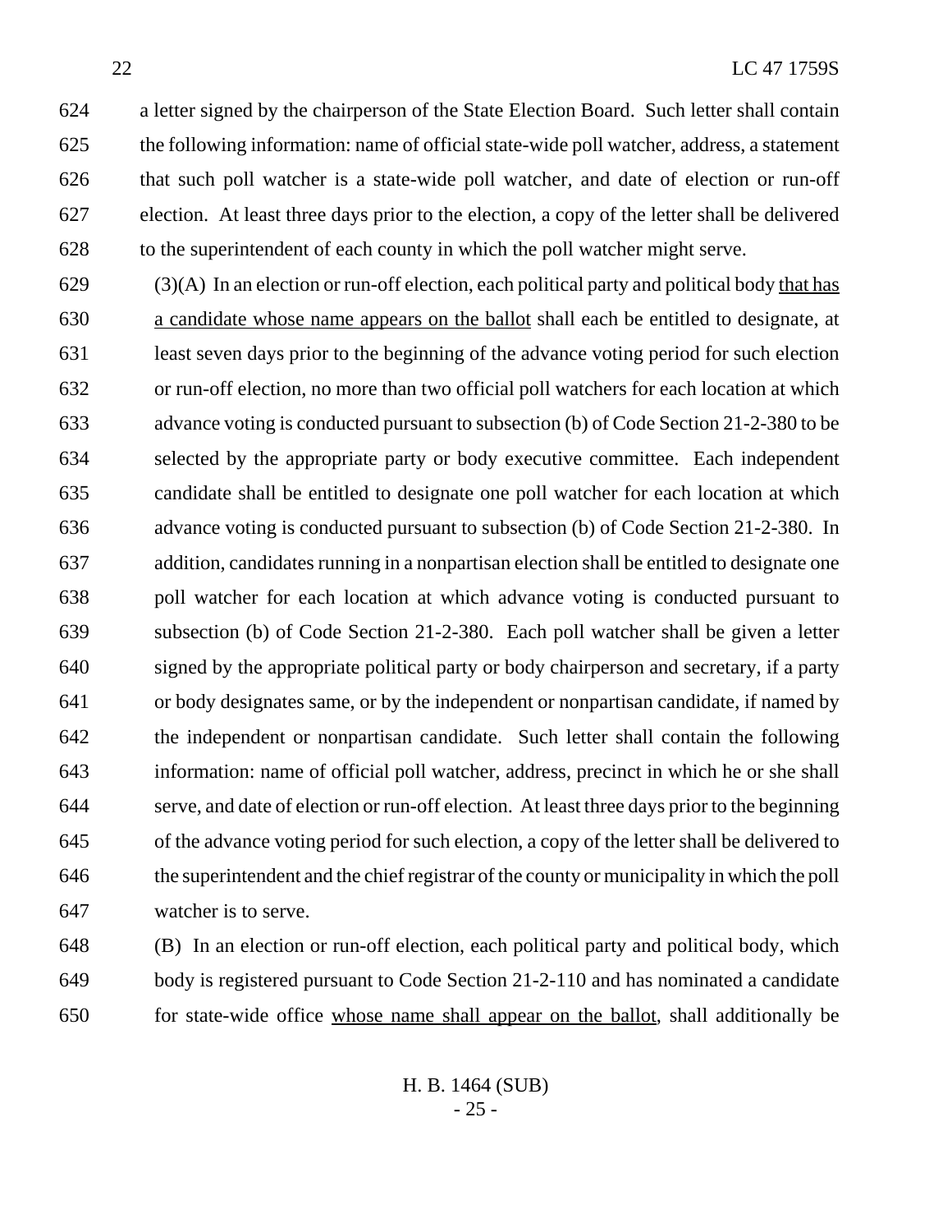a letter signed by the chairperson of the State Election Board. Such letter shall contain the following information: name of official state-wide poll watcher, address, a statement that such poll watcher is a state-wide poll watcher, and date of election or run-off election. At least three days prior to the election, a copy of the letter shall be delivered to the superintendent of each county in which the poll watcher might serve.

(3)(A) In an election or run-off election, each political party and political body <u>that has a candidate whose name appears on the ballot</u> shall each be entitled to designate, at least seven days prior to the beginning of the advance voting period for such election or run-off election, no more than two official poll watchers for each location at which advance voting is conducted pursuant to subsection (b) of Code Section 21-2-380 to be selected by the appropriate party or body executive committee. Each independent candidate shall be entitled to designate one poll watcher for each location at which advance voting is conducted pursuant to subsection (b) of Code Section 21-2-380. In addition, candidates running in a nonpartisan election shall be entitled to designate one poll watcher for each location at which advance voting is conducted pursuant to subsection (b) of Code Section 21-2-380. Each poll watcher shall be given a letter signed by the appropriate political party or body chairperson and secretary, if a party or body designates same, or by the independent or nonpartisan candidate, if named by the independent or nonpartisan candidate. Such letter shall contain the following information: name of official poll watcher, address, precinct in which he or she shall serve, and date of election or run-off election. At least three days prior to the beginning of the advance voting period for such election, a copy of the letter shall be delivered to the superintendent and the chief registrar of the county or municipality in which the poll watcher is to serve.

(B) In an election or run-off election, each political party and political body, which body is registered pursuant to Code Section 21-2-110 and has nominated a candidate for state-wide office <u>whose name shall appear on the ballot</u>, shall additionally be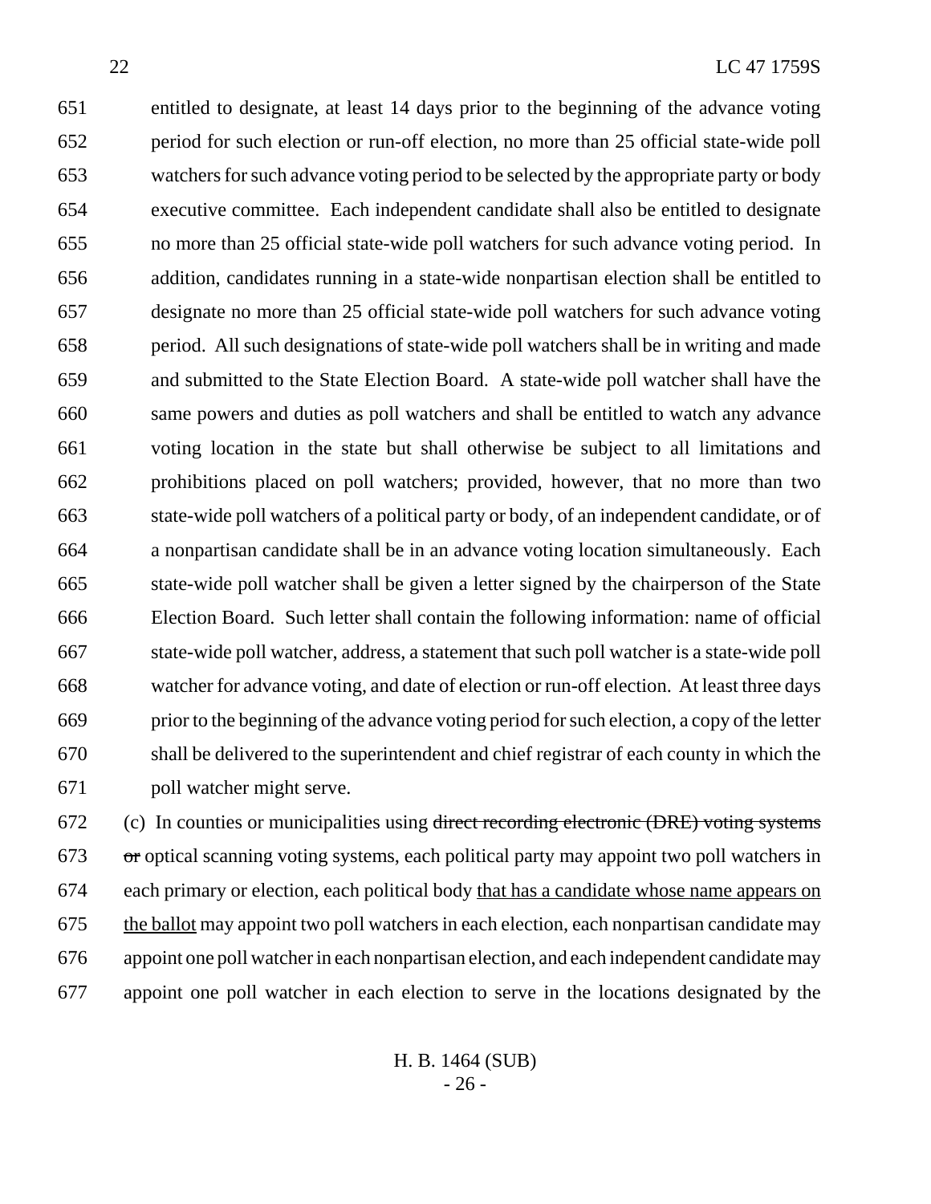entitled to designate, at least 14 days prior to the beginning of the advance voting period for such election or run-off election, no more than 25 official state-wide poll watchers for such advance voting period to be selected by the appropriate party or body executive committee. Each independent candidate shall also be entitled to designate no more than 25 official state-wide poll watchers for such advance voting period. In addition, candidates running in a state-wide nonpartisan election shall be entitled to designate no more than 25 official state-wide poll watchers for such advance voting period. All such designations of state-wide poll watchers shall be in writing and made and submitted to the State Election Board. A state-wide poll watcher shall have the same powers and duties as poll watchers and shall be entitled to watch any advance voting location in the state but shall otherwise be subject to all limitations and prohibitions placed on poll watchers; provided, however, that no more than two state-wide poll watchers of a political party or body, of an independent candidate, or of a nonpartisan candidate shall be in an advance voting location simultaneously. Each state-wide poll watcher shall be given a letter signed by the chairperson of the State Election Board. Such letter shall contain the following information: name of official state-wide poll watcher, address, a statement that such poll watcher is a state-wide poll watcher for advance voting, and date of election or run-off election. At least three days prior to the beginning of the advance voting period for such election, a copy of the letter shall be delivered to the superintendent and chief registrar of each county in which the poll watcher might serve.

(c) In counties or municipalities using ~~direct recording electronic (DRE) voting systems or~~ optical scanning voting systems, each political party may appoint two poll watchers in each primary or election, each political body <u>that has a candidate whose name appears on the ballot</u> may appoint two poll watchers in each election, each nonpartisan candidate may appoint one poll watcher in each nonpartisan election, and each independent candidate may appoint one poll watcher in each election to serve in the locations designated by the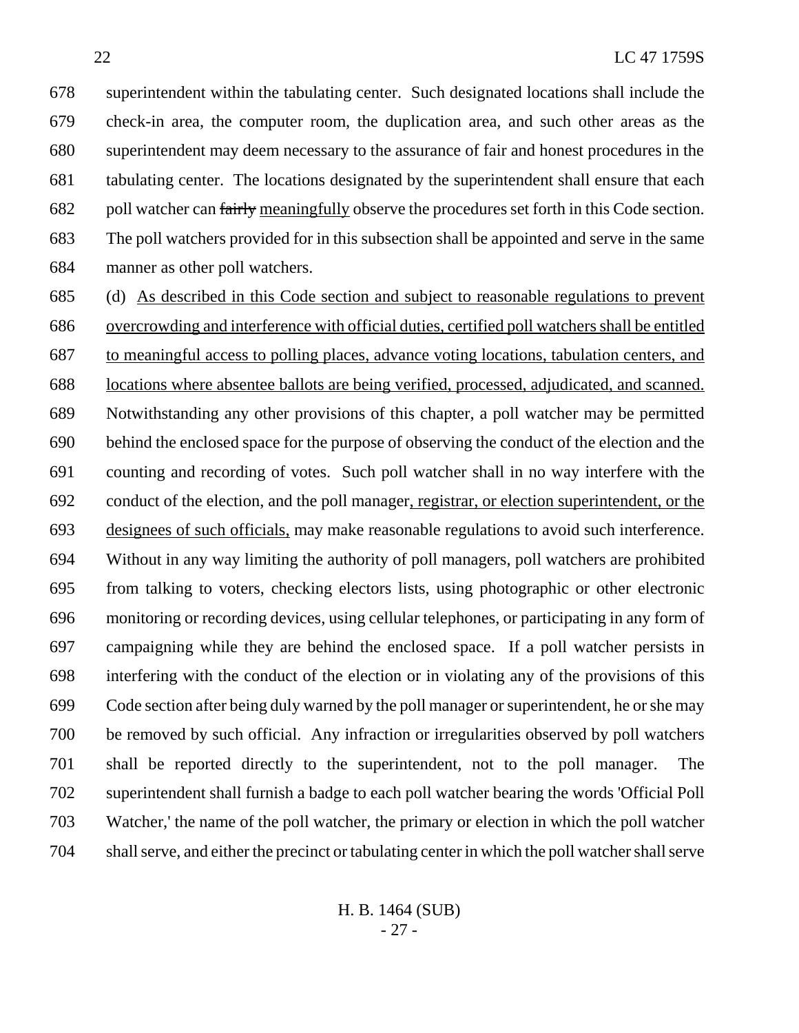superintendent within the tabulating center. Such designated locations shall include the check-in area, the computer room, the duplication area, and such other areas as the superintendent may deem necessary to the assurance of fair and honest procedures in the tabulating center. The locations designated by the superintendent shall ensure that each poll watcher can ~~fairly~~ meaningfully observe the procedures set forth in this Code section. The poll watchers provided for in this subsection shall be appointed and serve in the same manner as other poll watchers.

(d) As described in this Code section and subject to reasonable regulations to prevent overcrowding and interference with official duties, certified poll watchers shall be entitled to meaningful access to polling places, advance voting locations, tabulation centers, and locations where absentee ballots are being verified, processed, adjudicated, and scanned. Notwithstanding any other provisions of this chapter, a poll watcher may be permitted behind the enclosed space for the purpose of observing the conduct of the election and the counting and recording of votes. Such poll watcher shall in no way interfere with the conduct of the election, and the poll manager, registrar, or election superintendent, or the designees of such officials, may make reasonable regulations to avoid such interference. Without in any way limiting the authority of poll managers, poll watchers are prohibited from talking to voters, checking electors lists, using photographic or other electronic monitoring or recording devices, using cellular telephones, or participating in any form of campaigning while they are behind the enclosed space. If a poll watcher persists in interfering with the conduct of the election or in violating any of the provisions of this Code section after being duly warned by the poll manager or superintendent, he or she may be removed by such official. Any infraction or irregularities observed by poll watchers shall be reported directly to the superintendent, not to the poll manager. The superintendent shall furnish a badge to each poll watcher bearing the words 'Official Poll Watcher,' the name of the poll watcher, the primary or election in which the poll watcher shall serve, and either the precinct or tabulating center in which the poll watcher shall serve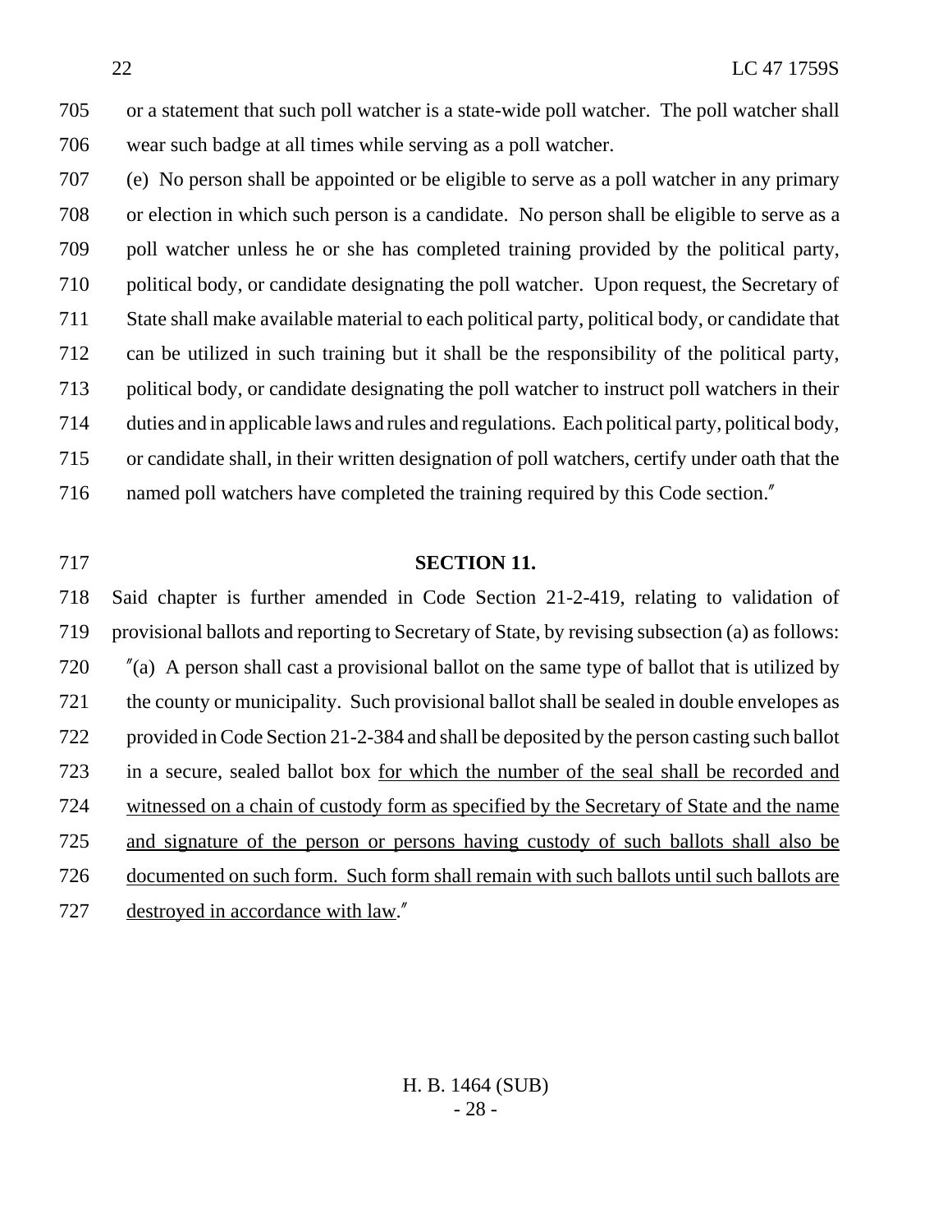or a statement that such poll watcher is a state-wide poll watcher. The poll watcher shall wear such badge at all times while serving as a poll watcher.

(e) No person shall be appointed or be eligible to serve as a poll watcher in any primary or election in which such person is a candidate. No person shall be eligible to serve as a poll watcher unless he or she has completed training provided by the political party, political body, or candidate designating the poll watcher. Upon request, the Secretary of State shall make available material to each political party, political body, or candidate that can be utilized in such training but it shall be the responsibility of the political party, political body, or candidate designating the poll watcher to instruct poll watchers in their duties and in applicable laws and rules and regulations. Each political party, political body, or candidate shall, in their written designation of poll watchers, certify under oath that the named poll watchers have completed the training required by this Code section."

**SECTION 11.**

Said chapter is further amended in Code Section 21-2-419, relating to validation of provisional ballots and reporting to Secretary of State, by revising subsection (a) as follows:

"(a) A person shall cast a provisional ballot on the same type of ballot that is utilized by the county or municipality. Such provisional ballot shall be sealed in double envelopes as provided in Code Section 21-2-384 and shall be deposited by the person casting such ballot in a secure, sealed ballot box <u>for which the number of the seal shall be recorded and witnessed on a chain of custody form as specified by the Secretary of State and the name and signature of the person or persons having custody of such ballots shall also be documented on such form. Such form shall remain with such ballots until such ballots are destroyed in accordance with law</u>."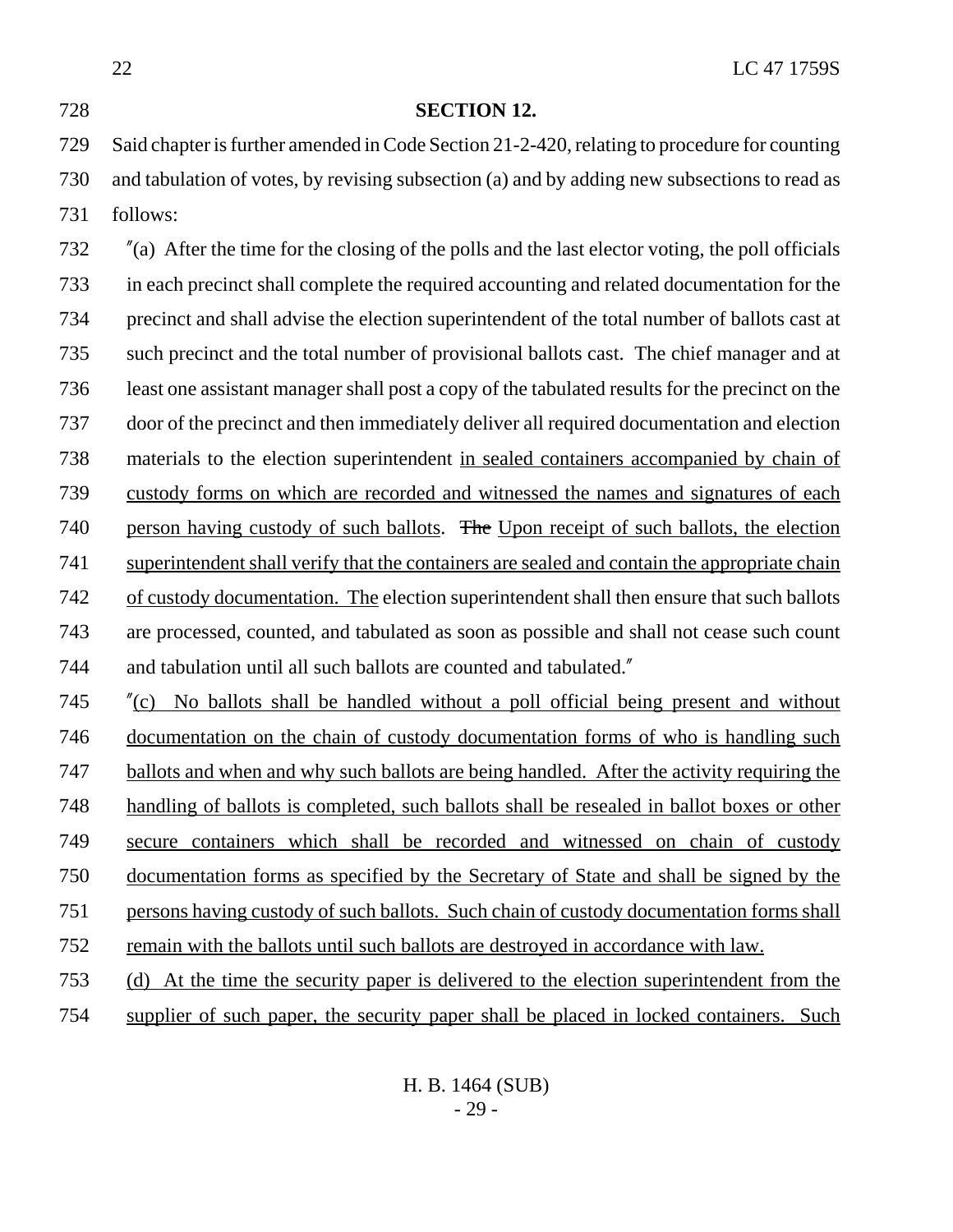**SECTION 12.**

Said chapter is further amended in Code Section 21-2-420, relating to procedure for counting and tabulation of votes, by revising subsection (a) and by adding new subsections to read as follows:

"(a) After the time for the closing of the polls and the last elector voting, the poll officials in each precinct shall complete the required accounting and related documentation for the precinct and shall advise the election superintendent of the total number of ballots cast at such precinct and the total number of provisional ballots cast. The chief manager and at least one assistant manager shall post a copy of the tabulated results for the precinct on the door of the precinct and then immediately deliver all required documentation and election materials to the election superintendent <u>in sealed containers accompanied by chain of custody forms on which are recorded and witnessed the names and signatures of each person having custody of such ballots</u>. ~~The~~ <u>Upon receipt of such ballots, the election superintendent shall verify that the containers are sealed and contain the appropriate chain of custody documentation. The</u> election superintendent shall then ensure that such ballots are processed, counted, and tabulated as soon as possible and shall not cease such count and tabulation until all such ballots are counted and tabulated."

"<u>(c) No ballots shall be handled without a poll official being present and without documentation on the chain of custody documentation forms of who is handling such ballots and when and why such ballots are being handled. After the activity requiring the handling of ballots is completed, such ballots shall be resealed in ballot boxes or other secure containers which shall be recorded and witnessed on chain of custody documentation forms as specified by the Secretary of State and shall be signed by the persons having custody of such ballots. Such chain of custody documentation forms shall remain with the ballots until such ballots are destroyed in accordance with law.</u>

<u>(d) At the time the security paper is delivered to the election superintendent from the supplier of such paper, the security paper shall be placed in locked containers. Such</u>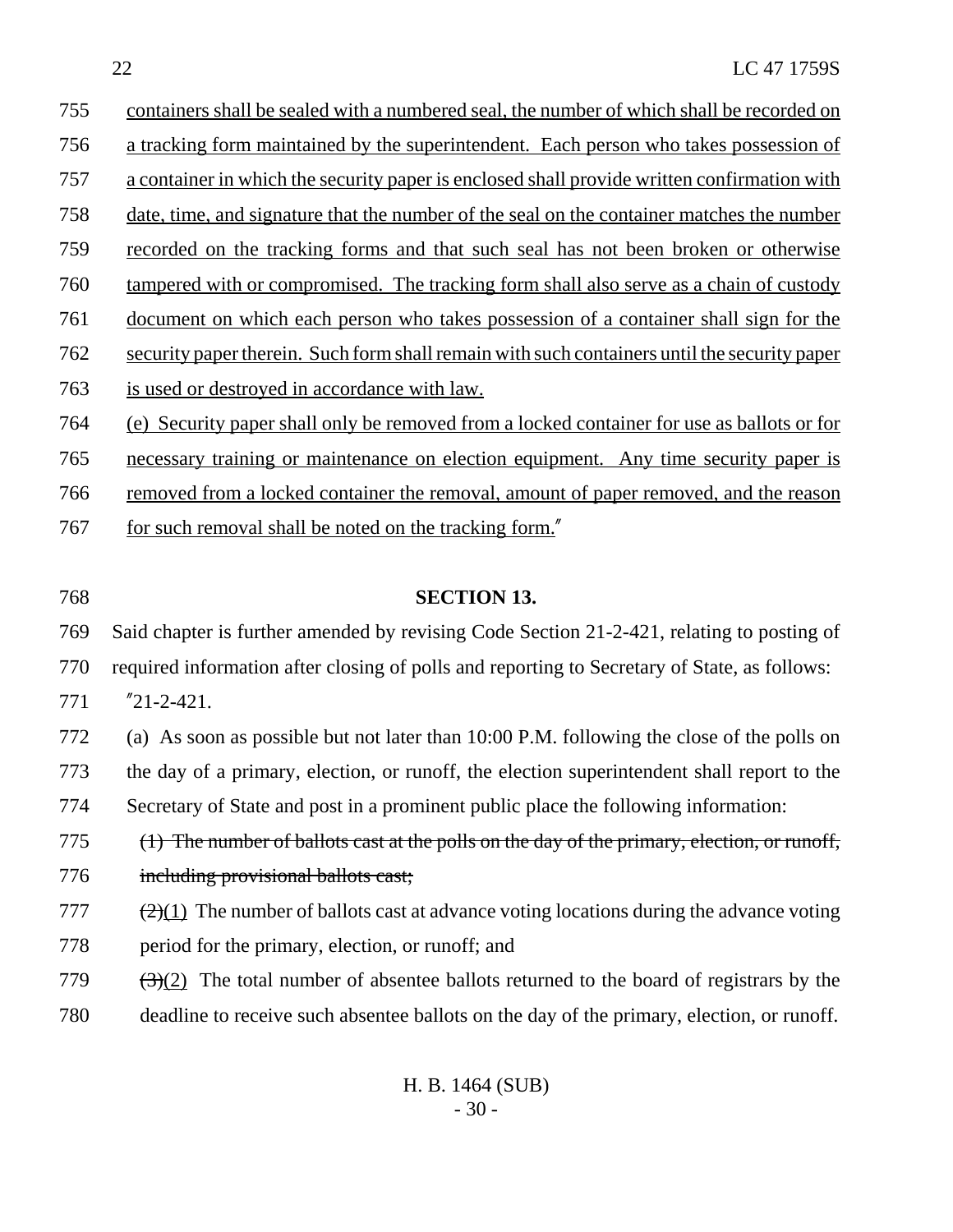755 containers shall be sealed with a numbered seal, the number of which shall be recorded on
756 a tracking form maintained by the superintendent. Each person who takes possession of
757 a container in which the security paper is enclosed shall provide written confirmation with
758 date, time, and signature that the number of the seal on the container matches the number
759 recorded on the tracking forms and that such seal has not been broken or otherwise
760 tampered with or compromised. The tracking form shall also serve as a chain of custody
761 document on which each person who takes possession of a container shall sign for the
762 security paper therein. Such form shall remain with such containers until the security paper
763 is used or destroyed in accordance with law.

764 (e) Security paper shall only be removed from a locked container for use as ballots or for
765 necessary training or maintenance on election equipment. Any time security paper is
766 removed from a locked container the removal, amount of paper removed, and the reason
767 for such removal shall be noted on the tracking form."

768 **SECTION 13.**

769 Said chapter is further amended by revising Code Section 21-2-421, relating to posting of
770 required information after closing of polls and reporting to Secretary of State, as follows:

771 "21-2-421.

772 (a) As soon as possible but not later than 10:00 P.M. following the close of the polls on
773 the day of a primary, election, or runoff, the election superintendent shall report to the
774 Secretary of State and post in a prominent public place the following information:

775 ~~(1) The number of ballots cast at the polls on the day of the primary, election, or runoff,~~
776 ~~including provisional ballots cast;~~

777 ~~(2)~~(1) The number of ballots cast at advance voting locations during the advance voting
778 period for the primary, election, or runoff; and

779 ~~(3)~~(2) The total number of absentee ballots returned to the board of registrars by the
780 deadline to receive such absentee ballots on the day of the primary, election, or runoff.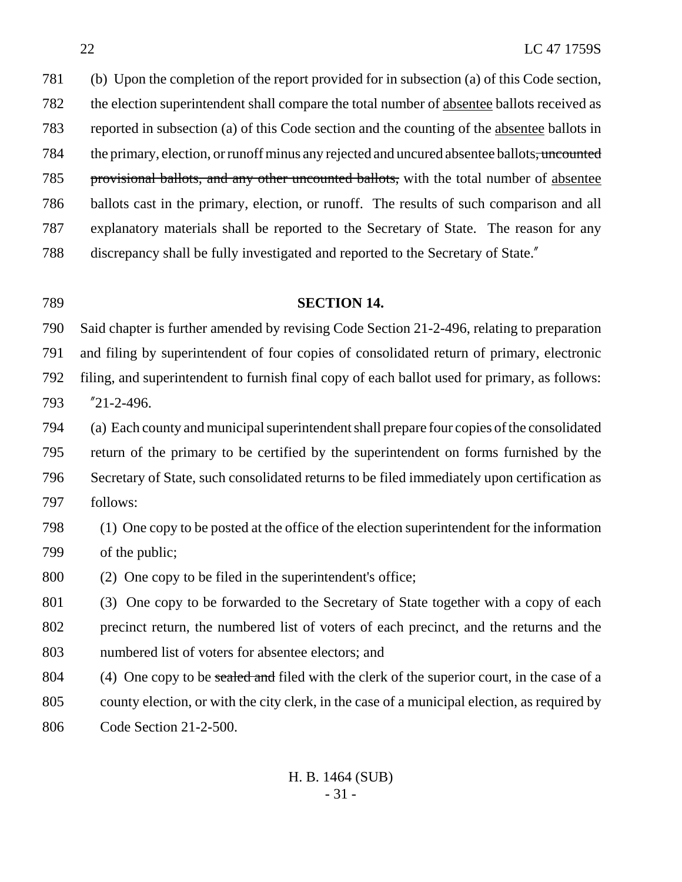(b) Upon the completion of the report provided for in subsection (a) of this Code section, the election superintendent shall compare the total number of <u>absentee</u> ballots received as reported in subsection (a) of this Code section and the counting of the <u>absentee</u> ballots in the primary, election, or runoff minus any rejected and uncured absentee ballots~~, uncounted provisional ballots, and any other uncounted ballots,~~ with the total number of <u>absentee</u> ballots cast in the primary, election, or runoff. The results of such comparison and all explanatory materials shall be reported to the Secretary of State. The reason for any discrepancy shall be fully investigated and reported to the Secretary of State."

**SECTION 14.**

Said chapter is further amended by revising Code Section 21-2-496, relating to preparation and filing by superintendent of four copies of consolidated return of primary, electronic filing, and superintendent to furnish final copy of each ballot used for primary, as follows:

"21-2-496.

(a) Each county and municipal superintendent shall prepare four copies of the consolidated return of the primary to be certified by the superintendent on forms furnished by the Secretary of State, such consolidated returns to be filed immediately upon certification as follows:

(1) One copy to be posted at the office of the election superintendent for the information of the public;

(2) One copy to be filed in the superintendent's office;

(3) One copy to be forwarded to the Secretary of State together with a copy of each precinct return, the numbered list of voters of each precinct, and the returns and the numbered list of voters for absentee electors; and

(4) One copy to be ~~sealed and~~ filed with the clerk of the superior court, in the case of a county election, or with the city clerk, in the case of a municipal election, as required by Code Section 21-2-500.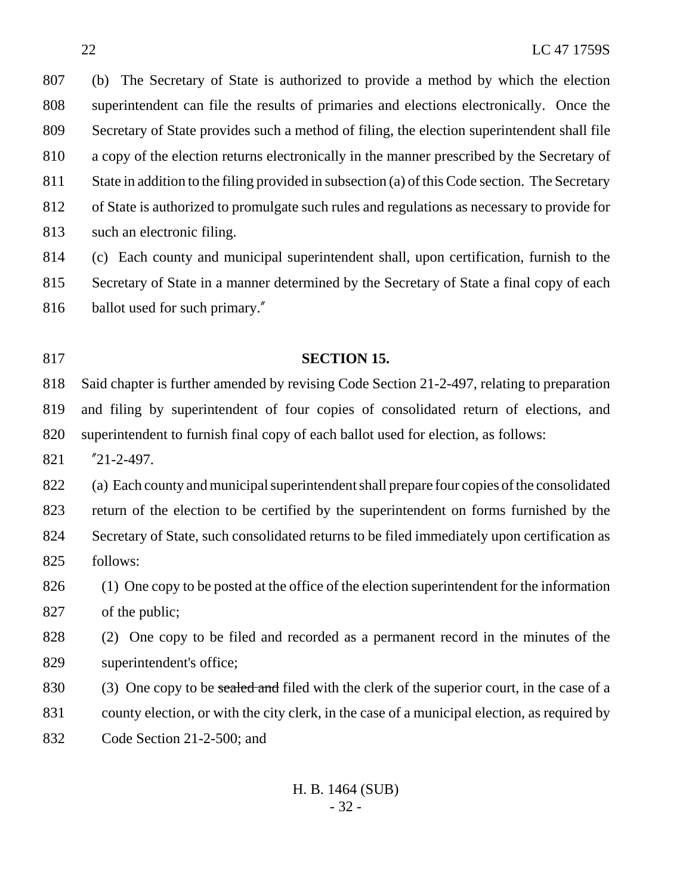(b) The Secretary of State is authorized to provide a method by which the election superintendent can file the results of primaries and elections electronically. Once the Secretary of State provides such a method of filing, the election superintendent shall file a copy of the election returns electronically in the manner prescribed by the Secretary of State in addition to the filing provided in subsection (a) of this Code section. The Secretary of State is authorized to promulgate such rules and regulations as necessary to provide for such an electronic filing.

(c) Each county and municipal superintendent shall, upon certification, furnish to the Secretary of State in a manner determined by the Secretary of State a final copy of each ballot used for such primary."

**SECTION 15.**

Said chapter is further amended by revising Code Section 21-2-497, relating to preparation and filing by superintendent of four copies of consolidated return of elections, and superintendent to furnish final copy of each ballot used for election, as follows:

"21-2-497.

(a) Each county and municipal superintendent shall prepare four copies of the consolidated return of the election to be certified by the superintendent on forms furnished by the Secretary of State, such consolidated returns to be filed immediately upon certification as follows:

(1) One copy to be posted at the office of the election superintendent for the information of the public;

(2) One copy to be filed and recorded as a permanent record in the minutes of the superintendent's office;

(3) One copy to be ~~sealed and~~ filed with the clerk of the superior court, in the case of a county election, or with the city clerk, in the case of a municipal election, as required by Code Section 21-2-500; and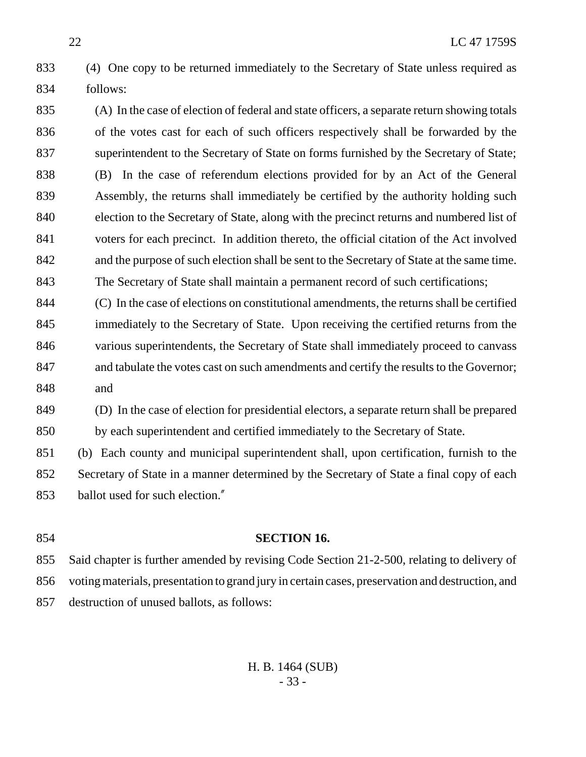(4) One copy to be returned immediately to the Secretary of State unless required as follows:

(A) In the case of election of federal and state officers, a separate return showing totals of the votes cast for each of such officers respectively shall be forwarded by the superintendent to the Secretary of State on forms furnished by the Secretary of State;

(B) In the case of referendum elections provided for by an Act of the General Assembly, the returns shall immediately be certified by the authority holding such election to the Secretary of State, along with the precinct returns and numbered list of voters for each precinct. In addition thereto, the official citation of the Act involved and the purpose of such election shall be sent to the Secretary of State at the same time. The Secretary of State shall maintain a permanent record of such certifications;

(C) In the case of elections on constitutional amendments, the returns shall be certified immediately to the Secretary of State. Upon receiving the certified returns from the various superintendents, the Secretary of State shall immediately proceed to canvass and tabulate the votes cast on such amendments and certify the results to the Governor; and

(D) In the case of election for presidential electors, a separate return shall be prepared by each superintendent and certified immediately to the Secretary of State.

(b) Each county and municipal superintendent shall, upon certification, furnish to the Secretary of State in a manner determined by the Secretary of State a final copy of each ballot used for such election.″

**SECTION 16.**

Said chapter is further amended by revising Code Section 21-2-500, relating to delivery of voting materials, presentation to grand jury in certain cases, preservation and destruction, and destruction of unused ballots, as follows: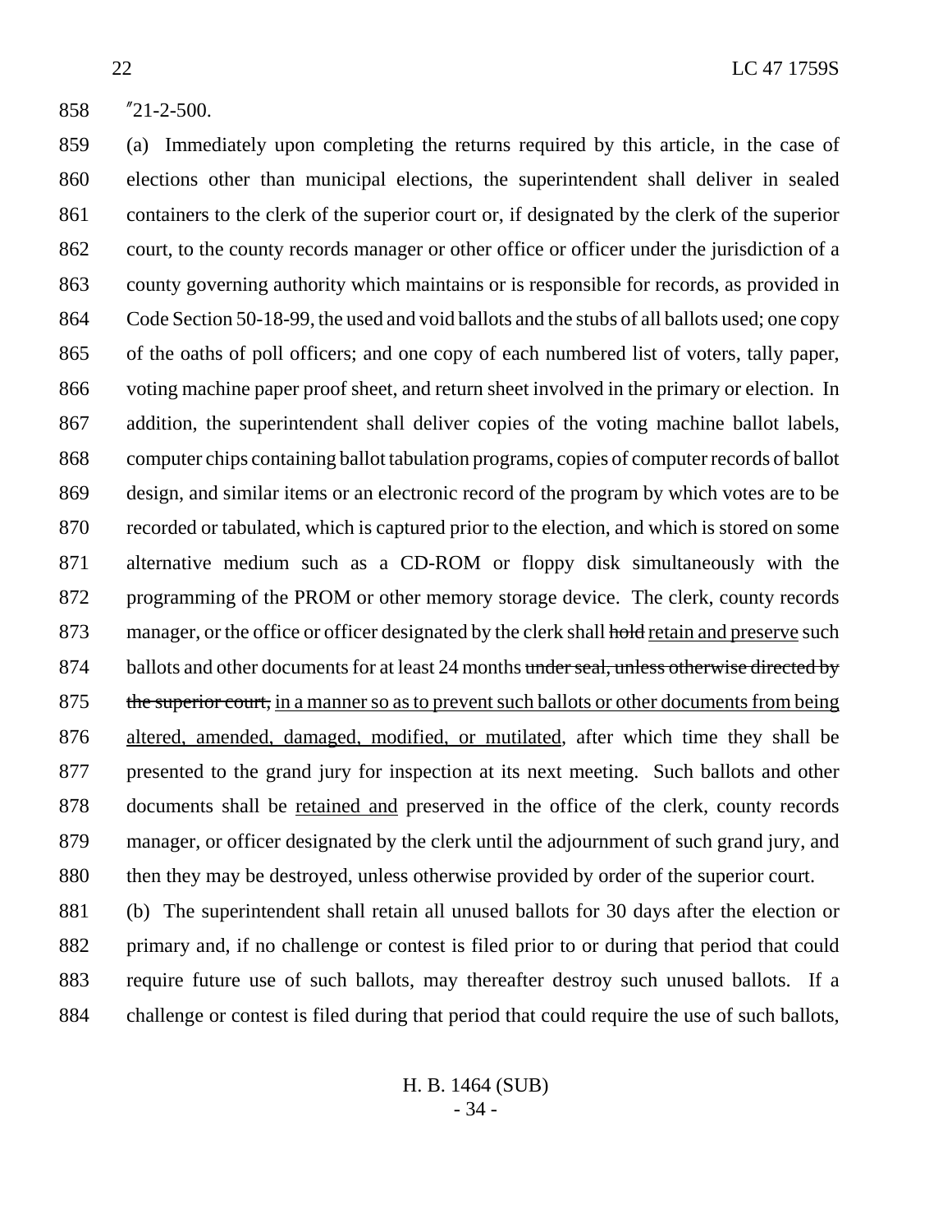"21-2-500.

(a) Immediately upon completing the returns required by this article, in the case of elections other than municipal elections, the superintendent shall deliver in sealed containers to the clerk of the superior court or, if designated by the clerk of the superior court, to the county records manager or other office or officer under the jurisdiction of a county governing authority which maintains or is responsible for records, as provided in Code Section 50-18-99, the used and void ballots and the stubs of all ballots used; one copy of the oaths of poll officers; and one copy of each numbered list of voters, tally paper, voting machine paper proof sheet, and return sheet involved in the primary or election. In addition, the superintendent shall deliver copies of the voting machine ballot labels, computer chips containing ballot tabulation programs, copies of computer records of ballot design, and similar items or an electronic record of the program by which votes are to be recorded or tabulated, which is captured prior to the election, and which is stored on some alternative medium such as a CD-ROM or floppy disk simultaneously with the programming of the PROM or other memory storage device. The clerk, county records manager, or the office or officer designated by the clerk shall ~~hold~~ <u>retain and preserve</u> such ballots and other documents for at least 24 months ~~under seal, unless otherwise directed by the superior court,~~ <u>in a manner so as to prevent such ballots or other documents from being altered, amended, damaged, modified, or mutilated</u>, after which time they shall be presented to the grand jury for inspection at its next meeting. Such ballots and other documents shall be <u>retained and</u> preserved in the office of the clerk, county records manager, or officer designated by the clerk until the adjournment of such grand jury, and then they may be destroyed, unless otherwise provided by order of the superior court.

(b) The superintendent shall retain all unused ballots for 30 days after the election or primary and, if no challenge or contest is filed prior to or during that period that could require future use of such ballots, may thereafter destroy such unused ballots. If a challenge or contest is filed during that period that could require the use of such ballots,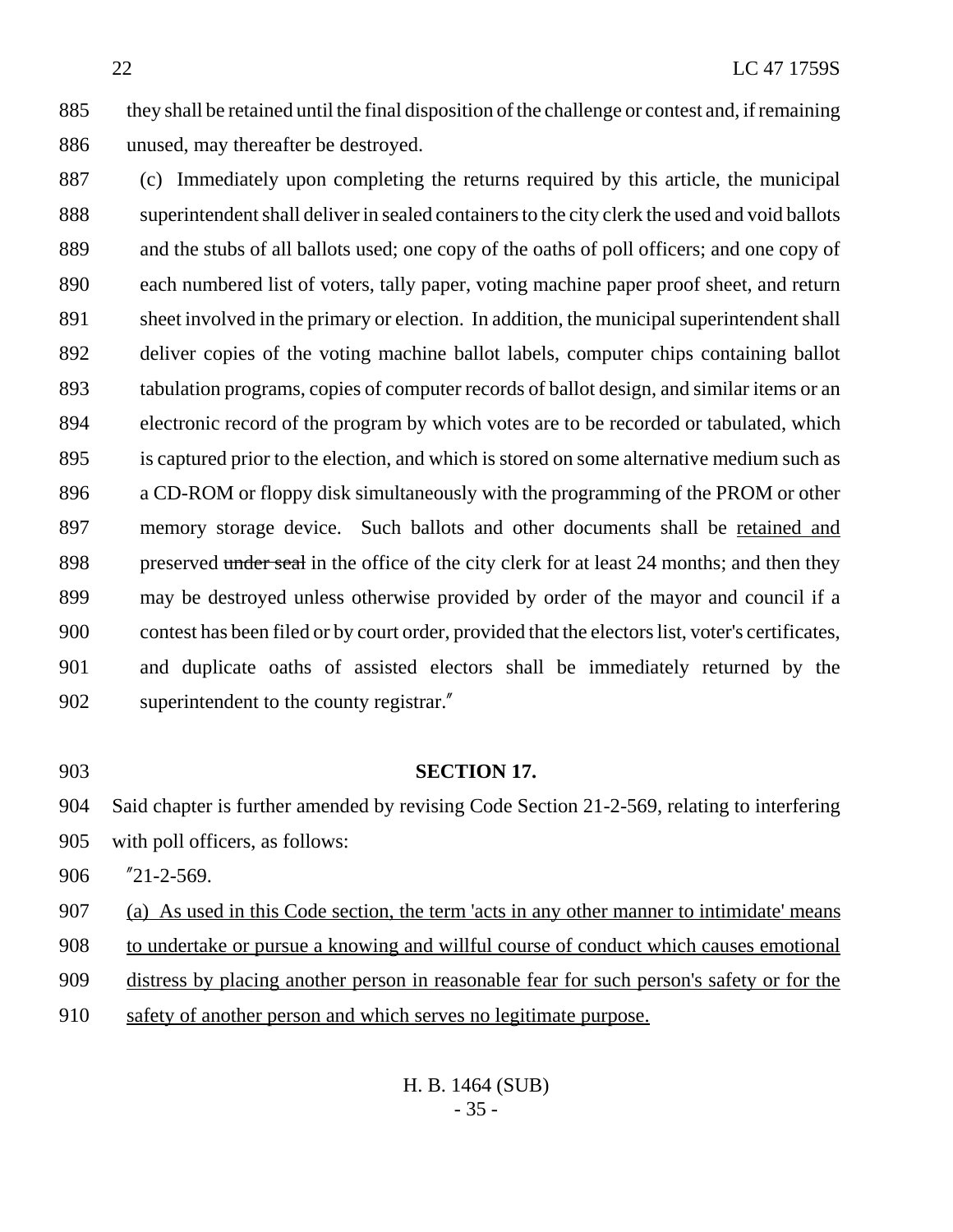885 they shall be retained until the final disposition of the challenge or contest and, if remaining
886 unused, may thereafter be destroyed.

887 (c) Immediately upon completing the returns required by this article, the municipal
888 superintendent shall deliver in sealed containers to the city clerk the used and void ballots
889 and the stubs of all ballots used; one copy of the oaths of poll officers; and one copy of
890 each numbered list of voters, tally paper, voting machine paper proof sheet, and return
891 sheet involved in the primary or election. In addition, the municipal superintendent shall
892 deliver copies of the voting machine ballot labels, computer chips containing ballot
893 tabulation programs, copies of computer records of ballot design, and similar items or an
894 electronic record of the program by which votes are to be recorded or tabulated, which
895 is captured prior to the election, and which is stored on some alternative medium such as
896 a CD-ROM or floppy disk simultaneously with the programming of the PROM or other
897 memory storage device. Such ballots and other documents shall be <u>retained and</u>
898 <u>preserved</u> ~~under seal~~ in the office of the city clerk for at least 24 months; and then they
899 may be destroyed unless otherwise provided by order of the mayor and council if a
900 contest has been filed or by court order, provided that the electors list, voter's certificates,
901 and duplicate oaths of assisted electors shall be immediately returned by the
902 superintendent to the county registrar."

903 **SECTION 17.**

904 Said chapter is further amended by revising Code Section 21-2-569, relating to interfering
905 with poll officers, as follows:

906 "21-2-569.

907 <u>(a) As used in this Code section, the term 'acts in any other manner to intimidate' means</u>
908 <u>to undertake or pursue a knowing and willful course of conduct which causes emotional</u>
909 <u>distress by placing another person in reasonable fear for such person's safety or for the</u>
910 <u>safety of another person and which serves no legitimate purpose.</u>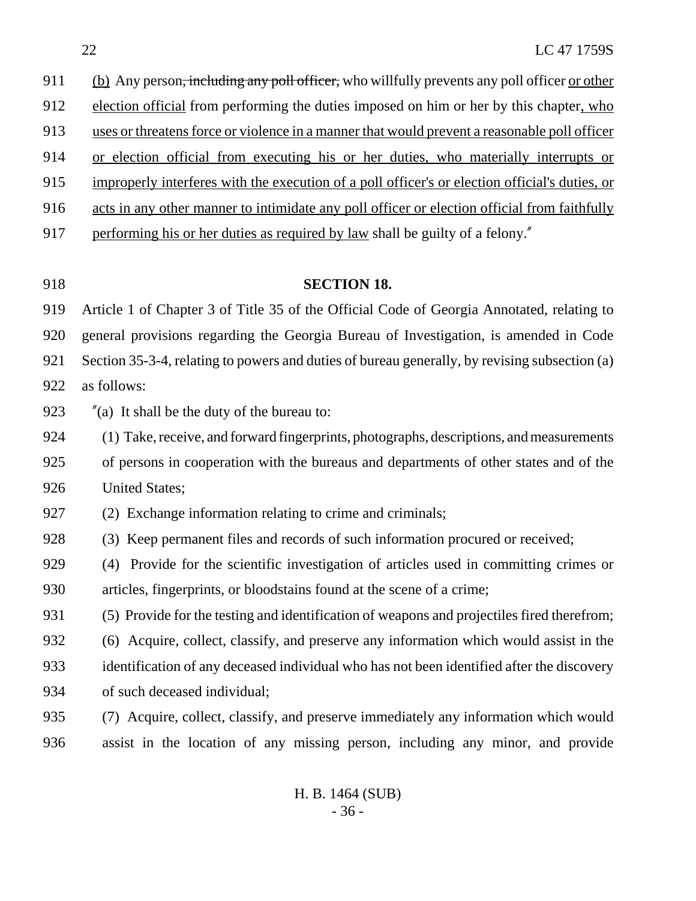(b) Any person~~, including any poll officer,~~ who willfully prevents any poll officer or other election official from performing the duties imposed on him or her by this chapter, who uses or threatens force or violence in a manner that would prevent a reasonable poll officer or election official from executing his or her duties, who materially interrupts or improperly interferes with the execution of a poll officer's or election official's duties, or acts in any other manner to intimidate any poll officer or election official from faithfully performing his or her duties as required by law shall be guilty of a felony."

**SECTION 18.**

Article 1 of Chapter 3 of Title 35 of the Official Code of Georgia Annotated, relating to general provisions regarding the Georgia Bureau of Investigation, is amended in Code Section 35-3-4, relating to powers and duties of bureau generally, by revising subsection (a) as follows:

"(a) It shall be the duty of the bureau to:

(1) Take, receive, and forward fingerprints, photographs, descriptions, and measurements of persons in cooperation with the bureaus and departments of other states and of the United States;

(2) Exchange information relating to crime and criminals;

(3) Keep permanent files and records of such information procured or received;

(4) Provide for the scientific investigation of articles used in committing crimes or articles, fingerprints, or bloodstains found at the scene of a crime;

(5) Provide for the testing and identification of weapons and projectiles fired therefrom;

(6) Acquire, collect, classify, and preserve any information which would assist in the identification of any deceased individual who has not been identified after the discovery of such deceased individual;

(7) Acquire, collect, classify, and preserve immediately any information which would assist in the location of any missing person, including any minor, and provide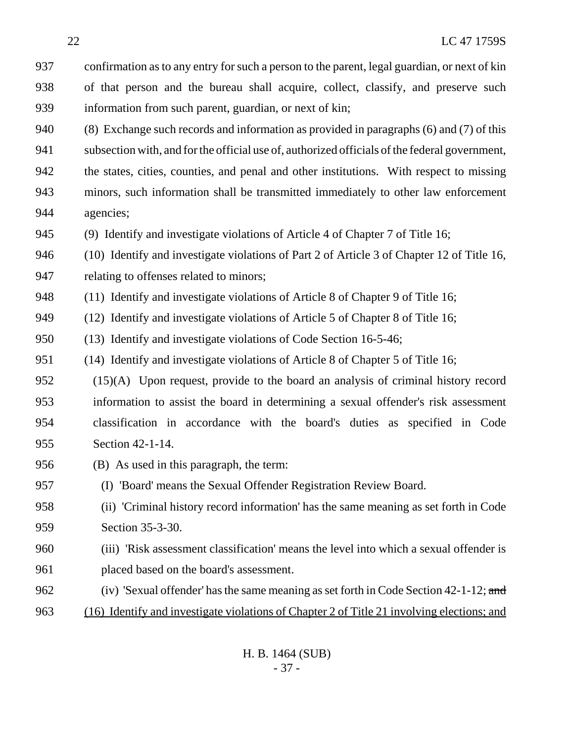937 confirmation as to any entry for such a person to the parent, legal guardian, or next of kin
938 of that person and the bureau shall acquire, collect, classify, and preserve such
939 information from such parent, guardian, or next of kin;

940 (8) Exchange such records and information as provided in paragraphs (6) and (7) of this
941 subsection with, and for the official use of, authorized officials of the federal government,
942 the states, cities, counties, and penal and other institutions. With respect to missing
943 minors, such information shall be transmitted immediately to other law enforcement
944 agencies;

945 (9) Identify and investigate violations of Article 4 of Chapter 7 of Title 16;

946 (10) Identify and investigate violations of Part 2 of Article 3 of Chapter 12 of Title 16,
947 relating to offenses related to minors;

948 (11) Identify and investigate violations of Article 8 of Chapter 9 of Title 16;

949 (12) Identify and investigate violations of Article 5 of Chapter 8 of Title 16;

950 (13) Identify and investigate violations of Code Section 16-5-46;

951 (14) Identify and investigate violations of Article 8 of Chapter 5 of Title 16;

952 (15)(A) Upon request, provide to the board an analysis of criminal history record
953 information to assist the board in determining a sexual offender's risk assessment
954 classification in accordance with the board's duties as specified in Code
955 Section 42-1-14.

956 (B) As used in this paragraph, the term:

957 (I) 'Board' means the Sexual Offender Registration Review Board.

958 (ii) 'Criminal history record information' has the same meaning as set forth in Code
959 Section 35-3-30.

960 (iii) 'Risk assessment classification' means the level into which a sexual offender is
961 placed based on the board's assessment.

962 (iv) 'Sexual offender' has the same meaning as set forth in Code Section 42-1-12; ~~and~~

963 <u>(16) Identify and investigate violations of Chapter 2 of Title 21 involving elections; and</u>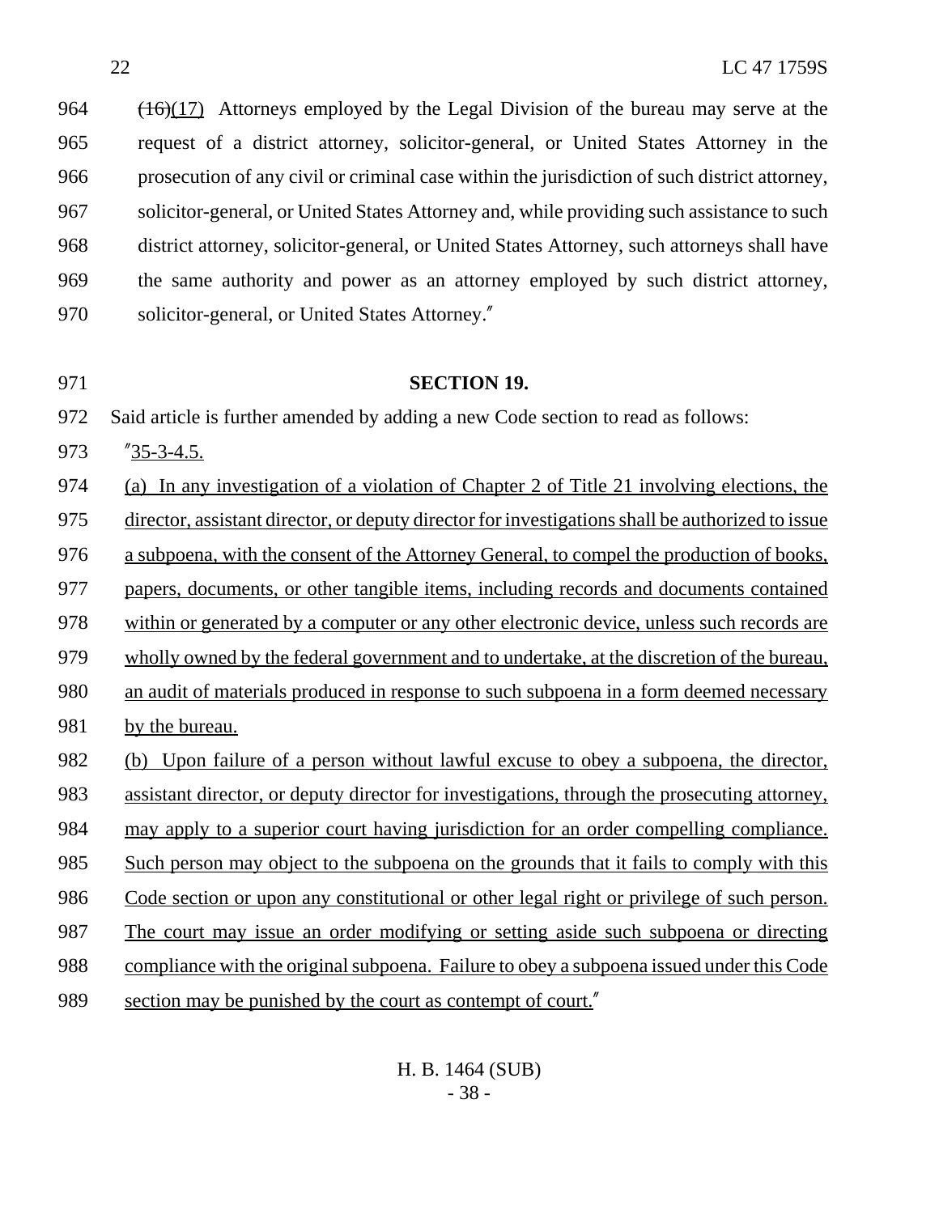~~(16)~~(17) Attorneys employed by the Legal Division of the bureau may serve at the request of a district attorney, solicitor-general, or United States Attorney in the prosecution of any civil or criminal case within the jurisdiction of such district attorney, solicitor-general, or United States Attorney and, while providing such assistance to such district attorney, solicitor-general, or United States Attorney, such attorneys shall have the same authority and power as an attorney employed by such district attorney, solicitor-general, or United States Attorney."

**SECTION 19.**

Said article is further amended by adding a new Code section to read as follows:

"35-3-4.5.

(a) In any investigation of a violation of Chapter 2 of Title 21 involving elections, the director, assistant director, or deputy director for investigations shall be authorized to issue a subpoena, with the consent of the Attorney General, to compel the production of books, papers, documents, or other tangible items, including records and documents contained within or generated by a computer or any other electronic device, unless such records are wholly owned by the federal government and to undertake, at the discretion of the bureau, an audit of materials produced in response to such subpoena in a form deemed necessary by the bureau.

(b) Upon failure of a person without lawful excuse to obey a subpoena, the director, assistant director, or deputy director for investigations, through the prosecuting attorney, may apply to a superior court having jurisdiction for an order compelling compliance. Such person may object to the subpoena on the grounds that it fails to comply with this Code section or upon any constitutional or other legal right or privilege of such person. The court may issue an order modifying or setting aside such subpoena or directing compliance with the original subpoena. Failure to obey a subpoena issued under this Code section may be punished by the court as contempt of court."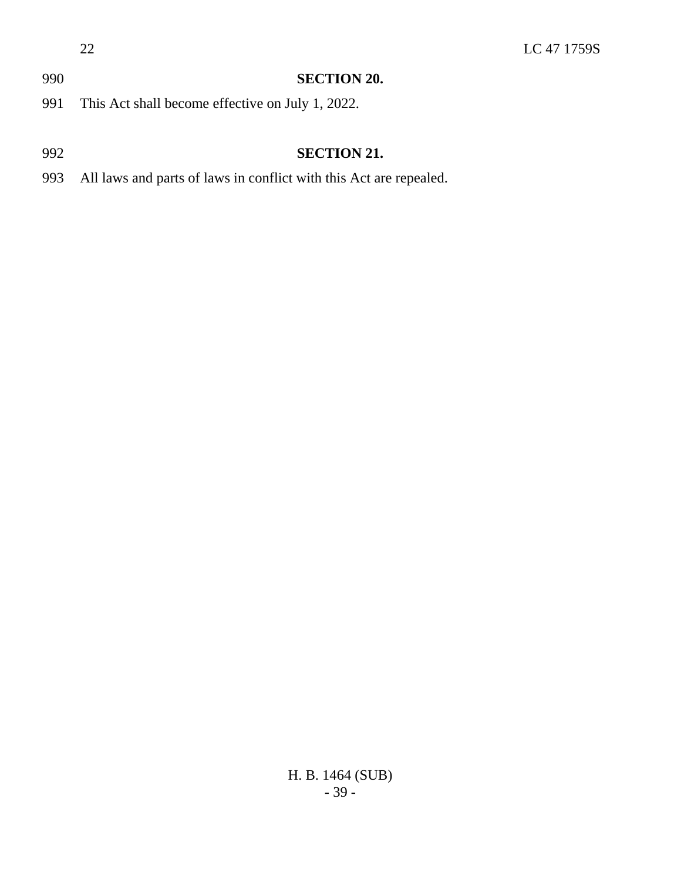**SECTION 20.**

This Act shall become effective on July 1, 2022.

**SECTION 21.**

All laws and parts of laws in conflict with this Act are repealed.